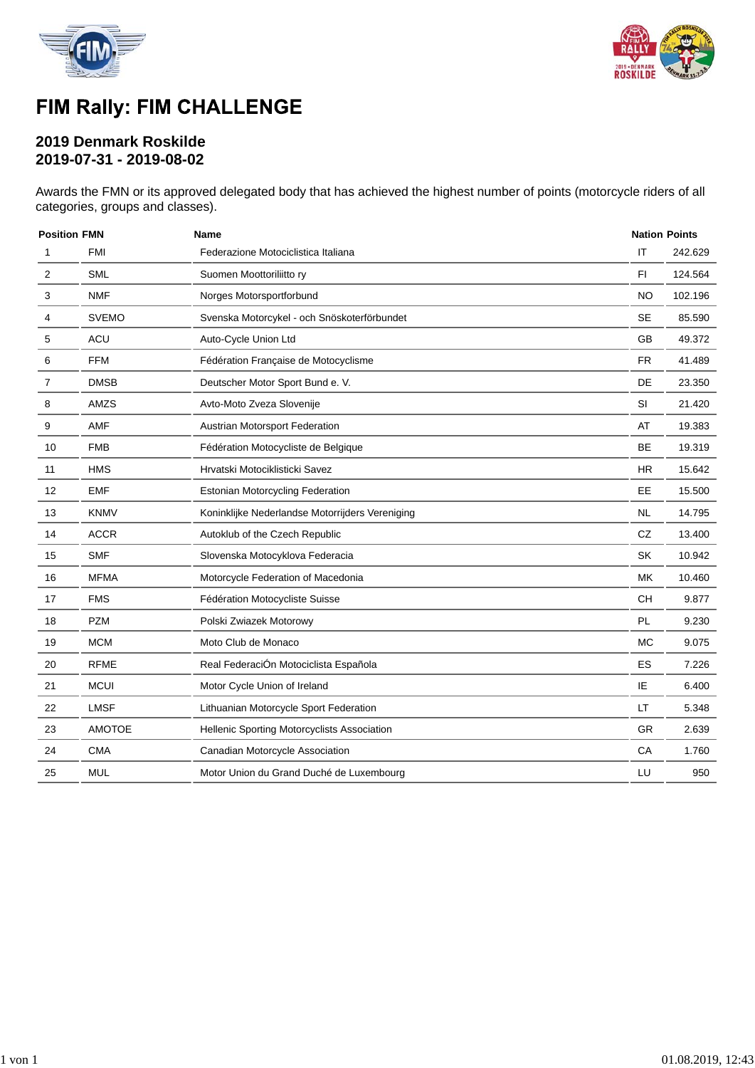# FIM Rally: FIM CHALLENGE

## 2019 Denmark Roskilde
## 2019-07-31 - 2019-08-02

Awards the FMN or its approved delegated body that has achieved the highest number of points (motorcycle riders of all categories, groups and classes).

| Position | FMN | Name | Nation | Points |
|---|---|---|---|---|
| 1 | FMI | Federazione Motociclistica Italiana | IT | 242.629 |
| 2 | SML | Suomen Moottoriliitto ry | FI | 124.564 |
| 3 | NMF | Norges Motorsportforbund | NO | 102.196 |
| 4 | SVEMO | Svenska Motorcykel - och Snöskoterförbundet | SE | 85.590 |
| 5 | ACU | Auto-Cycle Union Ltd | GB | 49.372 |
| 6 | FFM | Fédération Française de Motocyclisme | FR | 41.489 |
| 7 | DMSB | Deutscher Motor Sport Bund e. V. | DE | 23.350 |
| 8 | AMZS | Avto-Moto Zveza Slovenije | SI | 21.420 |
| 9 | AMF | Austrian Motorsport Federation | AT | 19.383 |
| 10 | FMB | Fédération Motocycliste de Belgique | BE | 19.319 |
| 11 | HMS | Hrvatski Motociklisticki Savez | HR | 15.642 |
| 12 | EMF | Estonian Motorcycling Federation | EE | 15.500 |
| 13 | KNMV | Koninklijke Nederlandse Motorrijders Vereniging | NL | 14.795 |
| 14 | ACCR | Autoklub of the Czech Republic | CZ | 13.400 |
| 15 | SMF | Slovenska Motocyklova Federacia | SK | 10.942 |
| 16 | MFMA | Motorcycle Federation of Macedonia | MK | 10.460 |
| 17 | FMS | Fédération Motocycliste Suisse | CH | 9.877 |
| 18 | PZM | Polski Zwiazek Motorowy | PL | 9.230 |
| 19 | MCM | Moto Club de Monaco | MC | 9.075 |
| 20 | RFME | Real FederaciÓn Motociclista Española | ES | 7.226 |
| 21 | MCUI | Motor Cycle Union of Ireland | IE | 6.400 |
| 22 | LMSF | Lithuanian Motorcycle Sport Federation | LT | 5.348 |
| 23 | AMOTOE | Hellenic Sporting Motorcyclists Association | GR | 2.639 |
| 24 | CMA | Canadian Motorcycle Association | CA | 1.760 |
| 25 | MUL | Motor Union du Grand Duché de Luxembourg | LU | 950 |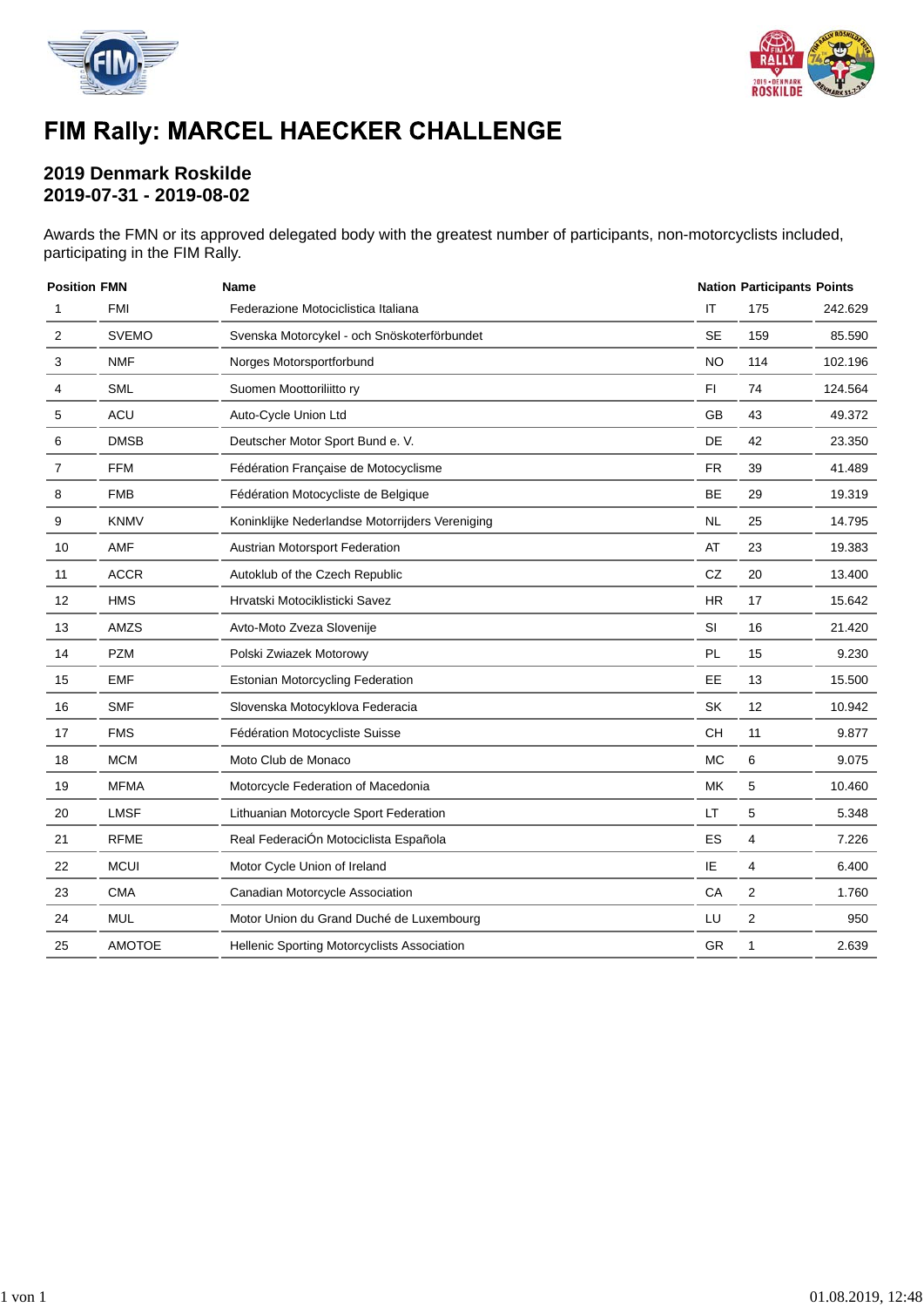# FIM Rally: MARCEL HAECKER CHALLENGE

## 2019 Denmark Roskilde
## 2019-07-31 - 2019-08-02

Awards the FMN or its approved delegated body with the greatest number of participants, non-motorcyclists included, participating in the FIM Rally.

| Position | FMN | Name | Nation | Participants | Points |
|---|---|---|---|---|---|
| 1 | FMI | Federazione Motociclistica Italiana | IT | 175 | 242.629 |
| 2 | SVEMO | Svenska Motorcykel - och Snöskoterförbundet | SE | 159 | 85.590 |
| 3 | NMF | Norges Motorsportforbund | NO | 114 | 102.196 |
| 4 | SML | Suomen Moottoriliitto ry | FI | 74 | 124.564 |
| 5 | ACU | Auto-Cycle Union Ltd | GB | 43 | 49.372 |
| 6 | DMSB | Deutscher Motor Sport Bund e. V. | DE | 42 | 23.350 |
| 7 | FFM | Fédération Française de Motocyclisme | FR | 39 | 41.489 |
| 8 | FMB | Fédération Motocycliste de Belgique | BE | 29 | 19.319 |
| 9 | KNMV | Koninklijke Nederlandse Motorrijders Vereniging | NL | 25 | 14.795 |
| 10 | AMF | Austrian Motorsport Federation | AT | 23 | 19.383 |
| 11 | ACCR | Autoklub of the Czech Republic | CZ | 20 | 13.400 |
| 12 | HMS | Hrvatski Motociklisticki Savez | HR | 17 | 15.642 |
| 13 | AMZS | Avto-Moto Zveza Slovenije | SI | 16 | 21.420 |
| 14 | PZM | Polski Zwiazek Motorowy | PL | 15 | 9.230 |
| 15 | EMF | Estonian Motorcycling Federation | EE | 13 | 15.500 |
| 16 | SMF | Slovenska Motocyklova Federacia | SK | 12 | 10.942 |
| 17 | FMS | Fédération Motocycliste Suisse | CH | 11 | 9.877 |
| 18 | MCM | Moto Club de Monaco | MC | 6 | 9.075 |
| 19 | MFMA | Motorcycle Federation of Macedonia | MK | 5 | 10.460 |
| 20 | LMSF | Lithuanian Motorcycle Sport Federation | LT | 5 | 5.348 |
| 21 | RFME | Real FederaciÓn Motociclista Española | ES | 4 | 7.226 |
| 22 | MCUI | Motor Cycle Union of Ireland | IE | 4 | 6.400 |
| 23 | CMA | Canadian Motorcycle Association | CA | 2 | 1.760 |
| 24 | MUL | Motor Union du Grand Duché de Luxembourg | LU | 2 | 950 |
| 25 | AMOTOE | Hellenic Sporting Motorcyclists Association | GR | 1 | 2.639 |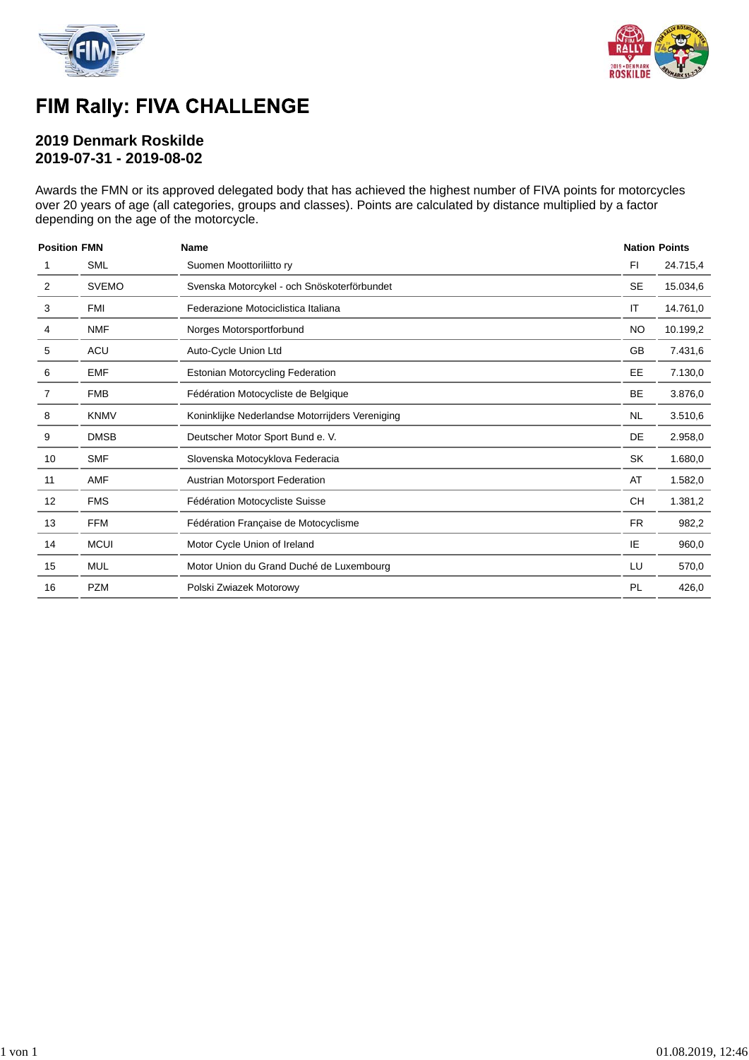# FIM Rally: FIVA CHALLENGE

## 2019 Denmark Roskilde
## 2019-07-31 - 2019-08-02

Awards the FMN or its approved delegated body that has achieved the highest number of FIVA points for motorcycles over 20 years of age (all categories, groups and classes). Points are calculated by distance multiplied by a factor depending on the age of the motorcycle.

| Position | FMN | Name | Nation | Points |
|---|---|---|---|---|
| 1 | SML | Suomen Moottoriliitto ry | FI | 24.715,4 |
| 2 | SVEMO | Svenska Motorcykel - och Snöskoterförbundet | SE | 15.034,6 |
| 3 | FMI | Federazione Motociclistica Italiana | IT | 14.761,0 |
| 4 | NMF | Norges Motorsportforbund | NO | 10.199,2 |
| 5 | ACU | Auto-Cycle Union Ltd | GB | 7.431,6 |
| 6 | EMF | Estonian Motorcycling Federation | EE | 7.130,0 |
| 7 | FMB | Fédération Motocycliste de Belgique | BE | 3.876,0 |
| 8 | KNMV | Koninklijke Nederlandse Motorrijders Vereniging | NL | 3.510,6 |
| 9 | DMSB | Deutscher Motor Sport Bund e. V. | DE | 2.958,0 |
| 10 | SMF | Slovenska Motocyklova Federacia | SK | 1.680,0 |
| 11 | AMF | Austrian Motorsport Federation | AT | 1.582,0 |
| 12 | FMS | Fédération Motocycliste Suisse | CH | 1.381,2 |
| 13 | FFM | Fédération Française de Motocyclisme | FR | 982,2 |
| 14 | MCUI | Motor Cycle Union of Ireland | IE | 960,0 |
| 15 | MUL | Motor Union du Grand Duché de Luxembourg | LU | 570,0 |
| 16 | PZM | Polski Zwiazek Motorowy | PL | 426,0 |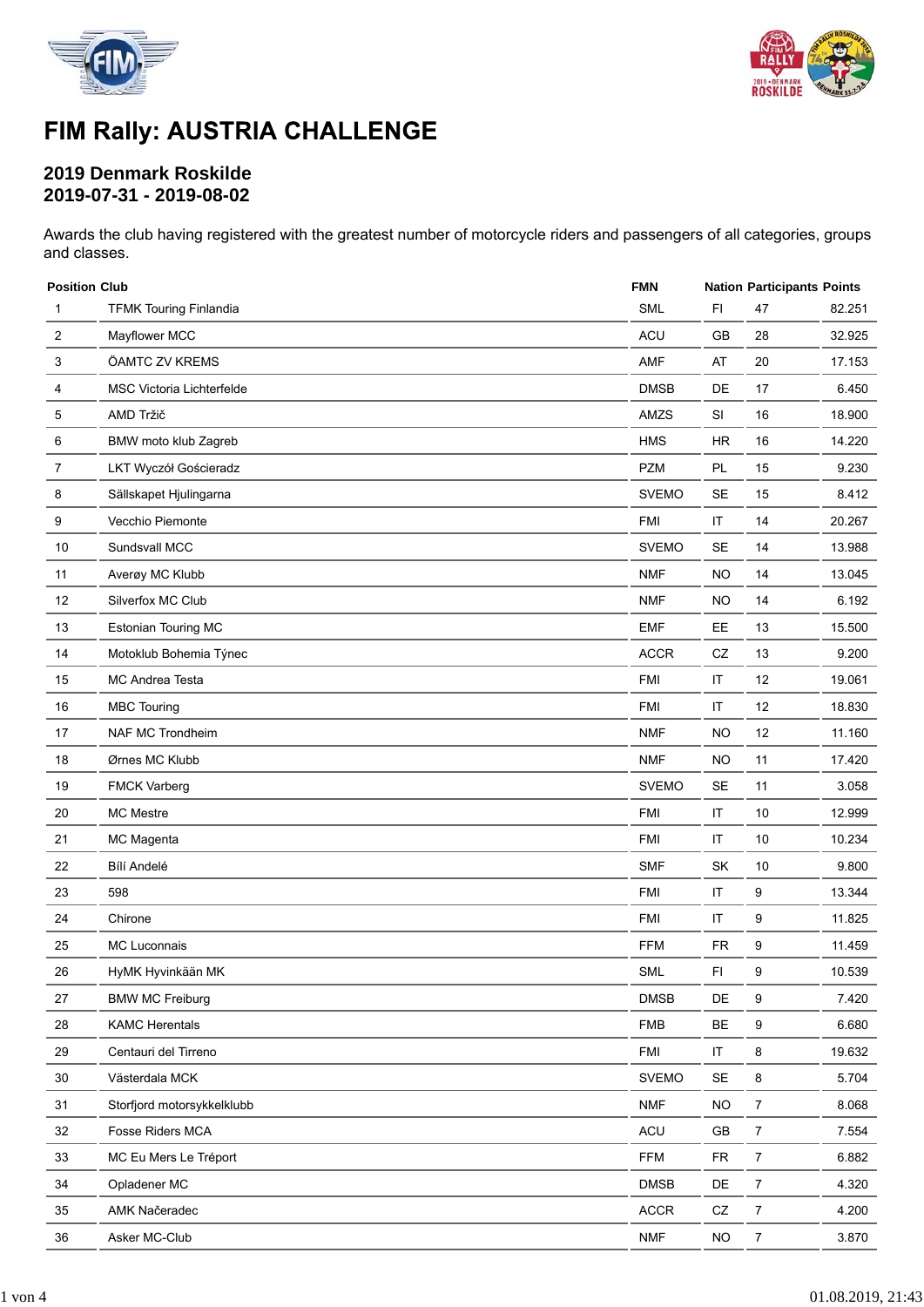# FIM Rally: AUSTRIA CHALLENGE

## 2019 Denmark Roskilde
## 2019-07-31 - 2019-08-02

Awards the club having registered with the greatest number of motorcycle riders and passengers of all categories, groups and classes.

| Position | Club | FMN | Nation | Participants | Points |
|---|---|---|---|---|---|
| 1 | TFMK Touring Finlandia | SML | FI | 47 | 82.251 |
| 2 | Mayflower MCC | ACU | GB | 28 | 32.925 |
| 3 | ÖAMTC ZV KREMS | AMF | AT | 20 | 17.153 |
| 4 | MSC Victoria Lichterfelde | DMSB | DE | 17 | 6.450 |
| 5 | AMD Tržič | AMZS | SI | 16 | 18.900 |
| 6 | BMW moto klub Zagreb | HMS | HR | 16 | 14.220 |
| 7 | LKT Wyczół Gościeradz | PZM | PL | 15 | 9.230 |
| 8 | Sällskapet Hjulingarna | SVEMO | SE | 15 | 8.412 |
| 9 | Vecchio Piemonte | FMI | IT | 14 | 20.267 |
| 10 | Sundsvall MCC | SVEMO | SE | 14 | 13.988 |
| 11 | Averøy MC Klubb | NMF | NO | 14 | 13.045 |
| 12 | Silverfox MC Club | NMF | NO | 14 | 6.192 |
| 13 | Estonian Touring MC | EMF | EE | 13 | 15.500 |
| 14 | Motoklub Bohemia Týnec | ACCR | CZ | 13 | 9.200 |
| 15 | MC Andrea Testa | FMI | IT | 12 | 19.061 |
| 16 | MBC Touring | FMI | IT | 12 | 18.830 |
| 17 | NAF MC Trondheim | NMF | NO | 12 | 11.160 |
| 18 | Ørnes MC Klubb | NMF | NO | 11 | 17.420 |
| 19 | FMCK Varberg | SVEMO | SE | 11 | 3.058 |
| 20 | MC Mestre | FMI | IT | 10 | 12.999 |
| 21 | MC Magenta | FMI | IT | 10 | 10.234 |
| 22 | Bílí Andelé | SMF | SK | 10 | 9.800 |
| 23 | 598 | FMI | IT | 9 | 13.344 |
| 24 | Chirone | FMI | IT | 9 | 11.825 |
| 25 | MC Luconnais | FFM | FR | 9 | 11.459 |
| 26 | HyMK Hyvinkään MK | SML | FI | 9 | 10.539 |
| 27 | BMW MC Freiburg | DMSB | DE | 9 | 7.420 |
| 28 | KAMC Herentals | FMB | BE | 9 | 6.680 |
| 29 | Centauri del Tirreno | FMI | IT | 8 | 19.632 |
| 30 | Västerdala MCK | SVEMO | SE | 8 | 5.704 |
| 31 | Storfjord motorsykkelklubb | NMF | NO | 7 | 8.068 |
| 32 | Fosse Riders MCA | ACU | GB | 7 | 7.554 |
| 33 | MC Eu Mers Le Tréport | FFM | FR | 7 | 6.882 |
| 34 | Opladener MC | DMSB | DE | 7 | 4.320 |
| 35 | AMK Načeradec | ACCR | CZ | 7 | 4.200 |
| 36 | Asker MC-Club | NMF | NO | 7 | 3.870 |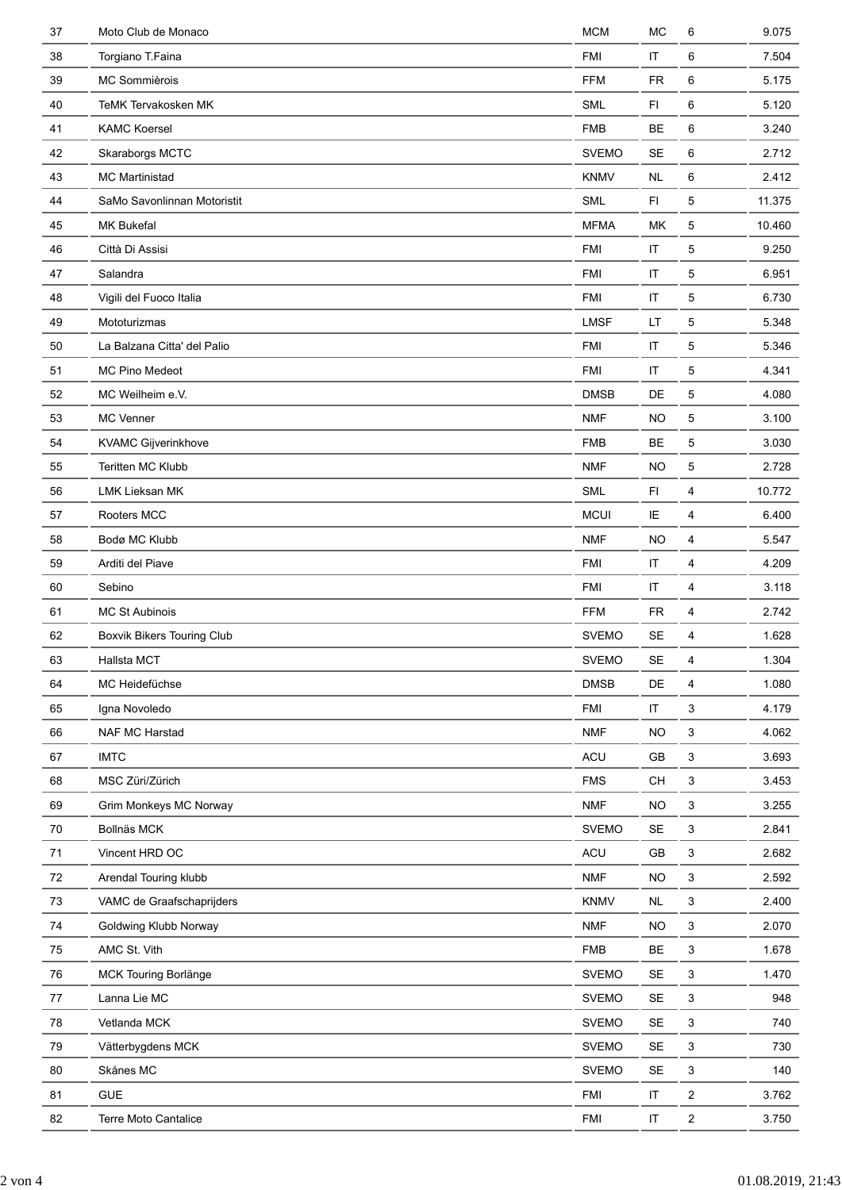| 37 | Moto Club de Monaco | MCM | MC | 6 | 9.075 |
|---|---|---|---|---|---|
| 38 | Torgiano T.Faina | FMI | IT | 6 | 7.504 |
| 39 | MC Sommièrois | FFM | FR | 6 | 5.175 |
| 40 | TeMK Tervakosken MK | SML | FI | 6 | 5.120 |
| 41 | KAMC Koersel | FMB | BE | 6 | 3.240 |
| 42 | Skaraborgs MCTC | SVEMO | SE | 6 | 2.712 |
| 43 | MC Martinistad | KNMV | NL | 6 | 2.412 |
| 44 | SaMo Savonlinnan Motoristit | SML | FI | 5 | 11.375 |
| 45 | MK Bukefal | MFMA | MK | 5 | 10.460 |
| 46 | Città Di Assisi | FMI | IT | 5 | 9.250 |
| 47 | Salandra | FMI | IT | 5 | 6.951 |
| 48 | Vigili del Fuoco Italia | FMI | IT | 5 | 6.730 |
| 49 | Mototurizmas | LMSF | LT | 5 | 5.348 |
| 50 | La Balzana Citta' del Palio | FMI | IT | 5 | 5.346 |
| 51 | MC Pino Medeot | FMI | IT | 5 | 4.341 |
| 52 | MC Weilheim e.V. | DMSB | DE | 5 | 4.080 |
| 53 | MC Venner | NMF | NO | 5 | 3.100 |
| 54 | KVAMC Gijverinkhove | FMB | BE | 5 | 3.030 |
| 55 | Teritten MC Klubb | NMF | NO | 5 | 2.728 |
| 56 | LMK Lieksan MK | SML | FI | 4 | 10.772 |
| 57 | Rooters MCC | MCUI | IE | 4 | 6.400 |
| 58 | Bodø MC Klubb | NMF | NO | 4 | 5.547 |
| 59 | Arditi del Piave | FMI | IT | 4 | 4.209 |
| 60 | Sebino | FMI | IT | 4 | 3.118 |
| 61 | MC St Aubinois | FFM | FR | 4 | 2.742 |
| 62 | Boxvik Bikers Touring Club | SVEMO | SE | 4 | 1.628 |
| 63 | Hallsta MCT | SVEMO | SE | 4 | 1.304 |
| 64 | MC Heidefüchse | DMSB | DE | 4 | 1.080 |
| 65 | Igna Novoledo | FMI | IT | 3 | 4.179 |
| 66 | NAF MC Harstad | NMF | NO | 3 | 4.062 |
| 67 | IMTC | ACU | GB | 3 | 3.693 |
| 68 | MSC Züri/Zürich | FMS | CH | 3 | 3.453 |
| 69 | Grim Monkeys MC Norway | NMF | NO | 3 | 3.255 |
| 70 | Bollnäs MCK | SVEMO | SE | 3 | 2.841 |
| 71 | Vincent HRD OC | ACU | GB | 3 | 2.682 |
| 72 | Arendal Touring klubb | NMF | NO | 3 | 2.592 |
| 73 | VAMC de Graafschaprijders | KNMV | NL | 3 | 2.400 |
| 74 | Goldwing Klubb Norway | NMF | NO | 3 | 2.070 |
| 75 | AMC St. Vith | FMB | BE | 3 | 1.678 |
| 76 | MCK Touring Borlänge | SVEMO | SE | 3 | 1.470 |
| 77 | Lanna Lie MC | SVEMO | SE | 3 | 948 |
| 78 | Vetlanda MCK | SVEMO | SE | 3 | 740 |
| 79 | Vätterbygdens MCK | SVEMO | SE | 3 | 730 |
| 80 | Skånes MC | SVEMO | SE | 3 | 140 |
| 81 | GUE | FMI | IT | 2 | 3.762 |
| 82 | Terre Moto Cantalice | FMI | IT | 2 | 3.750 |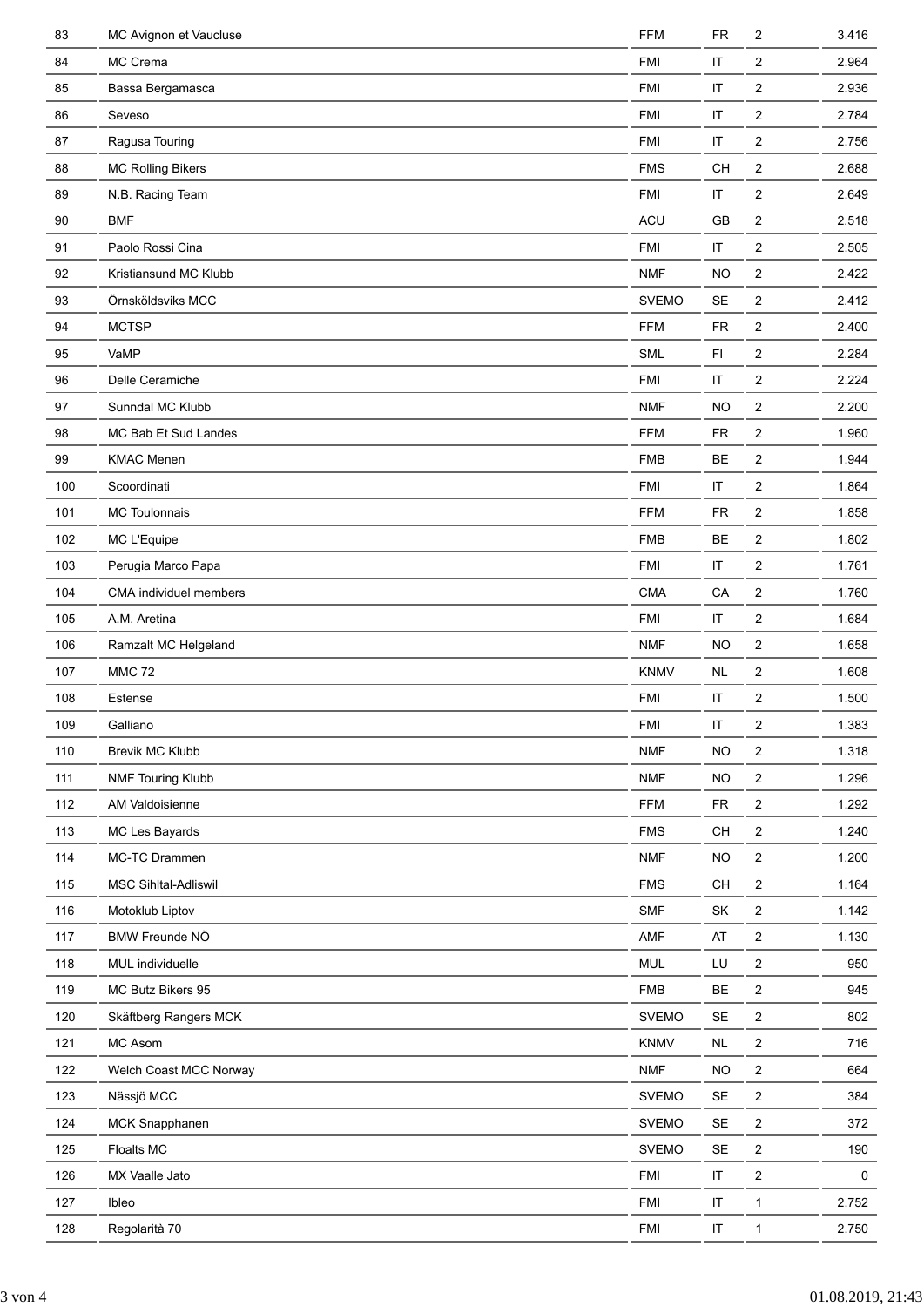| 83 | MC Avignon et Vaucluse | FFM | FR | 2 | 3.416 |
|---|---|---|---|---|---|
| 84 | MC Crema | FMI | IT | 2 | 2.964 |
| 85 | Bassa Bergamasca | FMI | IT | 2 | 2.936 |
| 86 | Seveso | FMI | IT | 2 | 2.784 |
| 87 | Ragusa Touring | FMI | IT | 2 | 2.756 |
| 88 | MC Rolling Bikers | FMS | CH | 2 | 2.688 |
| 89 | N.B. Racing Team | FMI | IT | 2 | 2.649 |
| 90 | BMF | ACU | GB | 2 | 2.518 |
| 91 | Paolo Rossi Cina | FMI | IT | 2 | 2.505 |
| 92 | Kristiansund MC Klubb | NMF | NO | 2 | 2.422 |
| 93 | Örnsköldsviks MCC | SVEMO | SE | 2 | 2.412 |
| 94 | MCTSP | FFM | FR | 2 | 2.400 |
| 95 | VaMP | SML | FI | 2 | 2.284 |
| 96 | Delle Ceramiche | FMI | IT | 2 | 2.224 |
| 97 | Sunndal MC Klubb | NMF | NO | 2 | 2.200 |
| 98 | MC Bab Et Sud Landes | FFM | FR | 2 | 1.960 |
| 99 | KMAC Menen | FMB | BE | 2 | 1.944 |
| 100 | Scoordinati | FMI | IT | 2 | 1.864 |
| 101 | MC Toulonnais | FFM | FR | 2 | 1.858 |
| 102 | MC L'Equipe | FMB | BE | 2 | 1.802 |
| 103 | Perugia Marco Papa | FMI | IT | 2 | 1.761 |
| 104 | CMA individuel members | CMA | CA | 2 | 1.760 |
| 105 | A.M. Aretina | FMI | IT | 2 | 1.684 |
| 106 | Ramzalt MC Helgeland | NMF | NO | 2 | 1.658 |
| 107 | MMC 72 | KNMV | NL | 2 | 1.608 |
| 108 | Estense | FMI | IT | 2 | 1.500 |
| 109 | Galliano | FMI | IT | 2 | 1.383 |
| 110 | Brevik MC Klubb | NMF | NO | 2 | 1.318 |
| 111 | NMF Touring Klubb | NMF | NO | 2 | 1.296 |
| 112 | AM Valdoisienne | FFM | FR | 2 | 1.292 |
| 113 | MC Les Bayards | FMS | CH | 2 | 1.240 |
| 114 | MC-TC Drammen | NMF | NO | 2 | 1.200 |
| 115 | MSC Sihltal-Adliswil | FMS | CH | 2 | 1.164 |
| 116 | Motoklub Liptov | SMF | SK | 2 | 1.142 |
| 117 | BMW Freunde NÖ | AMF | AT | 2 | 1.130 |
| 118 | MUL individuelle | MUL | LU | 2 | 950 |
| 119 | MC Butz Bikers 95 | FMB | BE | 2 | 945 |
| 120 | Skäftberg Rangers MCK | SVEMO | SE | 2 | 802 |
| 121 | MC Asom | KNMV | NL | 2 | 716 |
| 122 | Welch Coast MCC Norway | NMF | NO | 2 | 664 |
| 123 | Nässjö MCC | SVEMO | SE | 2 | 384 |
| 124 | MCK Snapphanen | SVEMO | SE | 2 | 372 |
| 125 | Floalts MC | SVEMO | SE | 2 | 190 |
| 126 | MX Vaalle Jato | FMI | IT | 2 | 0 |
| 127 | Ibleo | FMI | IT | 1 | 2.752 |
| 128 | Regolarità 70 | FMI | IT | 1 | 2.750 |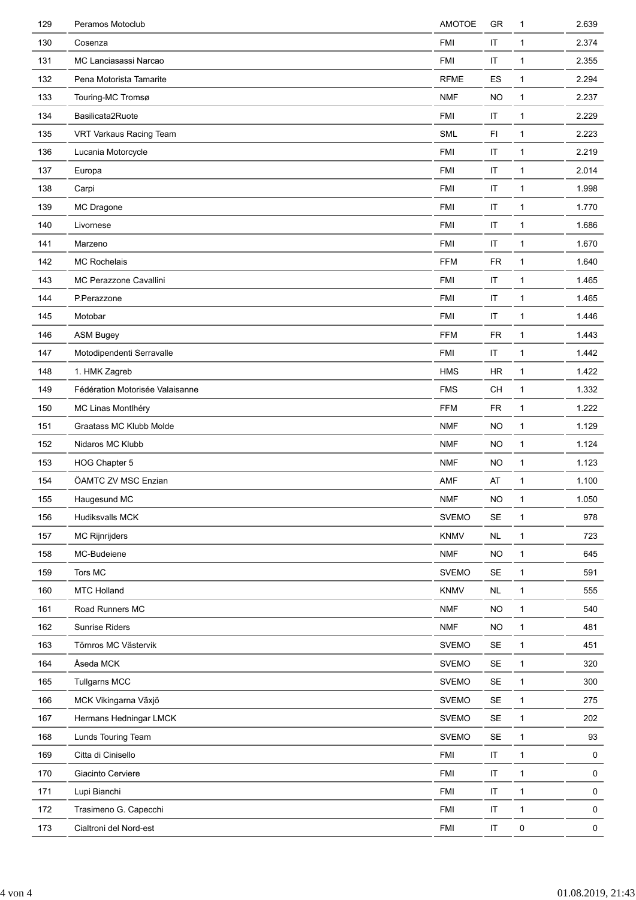| | | | | | |
|---|---|---|---|---|---|
| 129 | Peramos Motoclub | AMOTOE | GR | 1 | 2.639 |
| 130 | Cosenza | FMI | IT | 1 | 2.374 |
| 131 | MC Lanciasassi Narcao | FMI | IT | 1 | 2.355 |
| 132 | Pena Motorista Tamarite | RFME | ES | 1 | 2.294 |
| 133 | Touring-MC Tromsø | NMF | NO | 1 | 2.237 |
| 134 | Basilicata2Ruote | FMI | IT | 1 | 2.229 |
| 135 | VRT Varkaus Racing Team | SML | FI | 1 | 2.223 |
| 136 | Lucania Motorcycle | FMI | IT | 1 | 2.219 |
| 137 | Europa | FMI | IT | 1 | 2.014 |
| 138 | Carpi | FMI | IT | 1 | 1.998 |
| 139 | MC Dragone | FMI | IT | 1 | 1.770 |
| 140 | Livornese | FMI | IT | 1 | 1.686 |
| 141 | Marzeno | FMI | IT | 1 | 1.670 |
| 142 | MC Rochelais | FFM | FR | 1 | 1.640 |
| 143 | MC Perazzone Cavallini | FMI | IT | 1 | 1.465 |
| 144 | P.Perazzone | FMI | IT | 1 | 1.465 |
| 145 | Motobar | FMI | IT | 1 | 1.446 |
| 146 | ASM Bugey | FFM | FR | 1 | 1.443 |
| 147 | Motodipendenti Serravalle | FMI | IT | 1 | 1.442 |
| 148 | 1. HMK Zagreb | HMS | HR | 1 | 1.422 |
| 149 | Fédération Motorisée Valaisanne | FMS | CH | 1 | 1.332 |
| 150 | MC Linas Montlhéry | FFM | FR | 1 | 1.222 |
| 151 | Graatass MC Klubb Molde | NMF | NO | 1 | 1.129 |
| 152 | Nidaros MC Klubb | NMF | NO | 1 | 1.124 |
| 153 | HOG Chapter 5 | NMF | NO | 1 | 1.123 |
| 154 | ÖAMTC ZV MSC Enzian | AMF | AT | 1 | 1.100 |
| 155 | Haugesund MC | NMF | NO | 1 | 1.050 |
| 156 | Hudiksvalls MCK | SVEMO | SE | 1 | 978 |
| 157 | MC Rijnrijders | KNMV | NL | 1 | 723 |
| 158 | MC-Budeiene | NMF | NO | 1 | 645 |
| 159 | Tors MC | SVEMO | SE | 1 | 591 |
| 160 | MTC Holland | KNMV | NL | 1 | 555 |
| 161 | Road Runners MC | NMF | NO | 1 | 540 |
| 162 | Sunrise Riders | NMF | NO | 1 | 481 |
| 163 | Törnros MC Västervik | SVEMO | SE | 1 | 451 |
| 164 | Åseda MCK | SVEMO | SE | 1 | 320 |
| 165 | Tullgarns MCC | SVEMO | SE | 1 | 300 |
| 166 | MCK Vikingarna Växjö | SVEMO | SE | 1 | 275 |
| 167 | Hermans Hedningar LMCK | SVEMO | SE | 1 | 202 |
| 168 | Lunds Touring Team | SVEMO | SE | 1 | 93 |
| 169 | Citta di Cinisello | FMI | IT | 1 | 0 |
| 170 | Giacinto Cerviere | FMI | IT | 1 | 0 |
| 171 | Lupi Bianchi | FMI | IT | 1 | 0 |
| 172 | Trasimeno G. Capecchi | FMI | IT | 1 | 0 |
| 173 | Cialtroni del Nord-est | FMI | IT | 0 | 0 |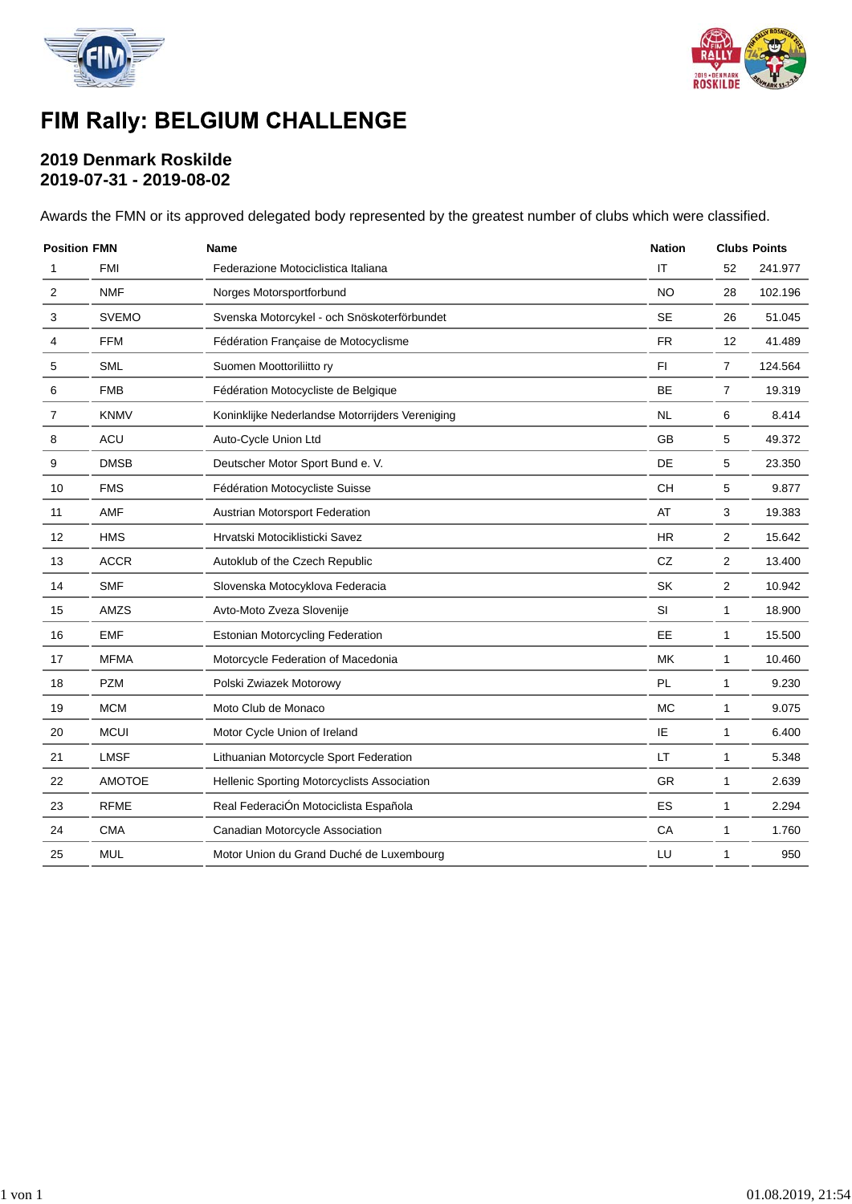# FIM Rally: BELGIUM CHALLENGE

## 2019 Denmark Roskilde
## 2019-07-31 - 2019-08-02

Awards the FMN or its approved delegated body represented by the greatest number of clubs which were classified.

| Position | FMN | Name | Nation | Clubs | Points |
|---|---|---|---|---|---|
| 1 | FMI | Federazione Motociclistica Italiana | IT | 52 | 241.977 |
| 2 | NMF | Norges Motorsportforbund | NO | 28 | 102.196 |
| 3 | SVEMO | Svenska Motorcykel - och Snöskoterförbundet | SE | 26 | 51.045 |
| 4 | FFM | Fédération Française de Motocyclisme | FR | 12 | 41.489 |
| 5 | SML | Suomen Moottoriliitto ry | FI | 7 | 124.564 |
| 6 | FMB | Fédération Motocycliste de Belgique | BE | 7 | 19.319 |
| 7 | KNMV | Koninklijke Nederlandse Motorrijders Vereniging | NL | 6 | 8.414 |
| 8 | ACU | Auto-Cycle Union Ltd | GB | 5 | 49.372 |
| 9 | DMSB | Deutscher Motor Sport Bund e. V. | DE | 5 | 23.350 |
| 10 | FMS | Fédération Motocycliste Suisse | CH | 5 | 9.877 |
| 11 | AMF | Austrian Motorsport Federation | AT | 3 | 19.383 |
| 12 | HMS | Hrvatski Motociklisticki Savez | HR | 2 | 15.642 |
| 13 | ACCR | Autoklub of the Czech Republic | CZ | 2 | 13.400 |
| 14 | SMF | Slovenska Motocyklova Federacia | SK | 2 | 10.942 |
| 15 | AMZS | Avto-Moto Zveza Slovenije | SI | 1 | 18.900 |
| 16 | EMF | Estonian Motorcycling Federation | EE | 1 | 15.500 |
| 17 | MFMA | Motorcycle Federation of Macedonia | MK | 1 | 10.460 |
| 18 | PZM | Polski Zwiazek Motorowy | PL | 1 | 9.230 |
| 19 | MCM | Moto Club de Monaco | MC | 1 | 9.075 |
| 20 | MCUI | Motor Cycle Union of Ireland | IE | 1 | 6.400 |
| 21 | LMSF | Lithuanian Motorcycle Sport Federation | LT | 1 | 5.348 |
| 22 | AMOTOE | Hellenic Sporting Motorcyclists Association | GR | 1 | 2.639 |
| 23 | RFME | Real FederaciÓn Motociclista Española | ES | 1 | 2.294 |
| 24 | CMA | Canadian Motorcycle Association | CA | 1 | 1.760 |
| 25 | MUL | Motor Union du Grand Duché de Luxembourg | LU | 1 | 950 |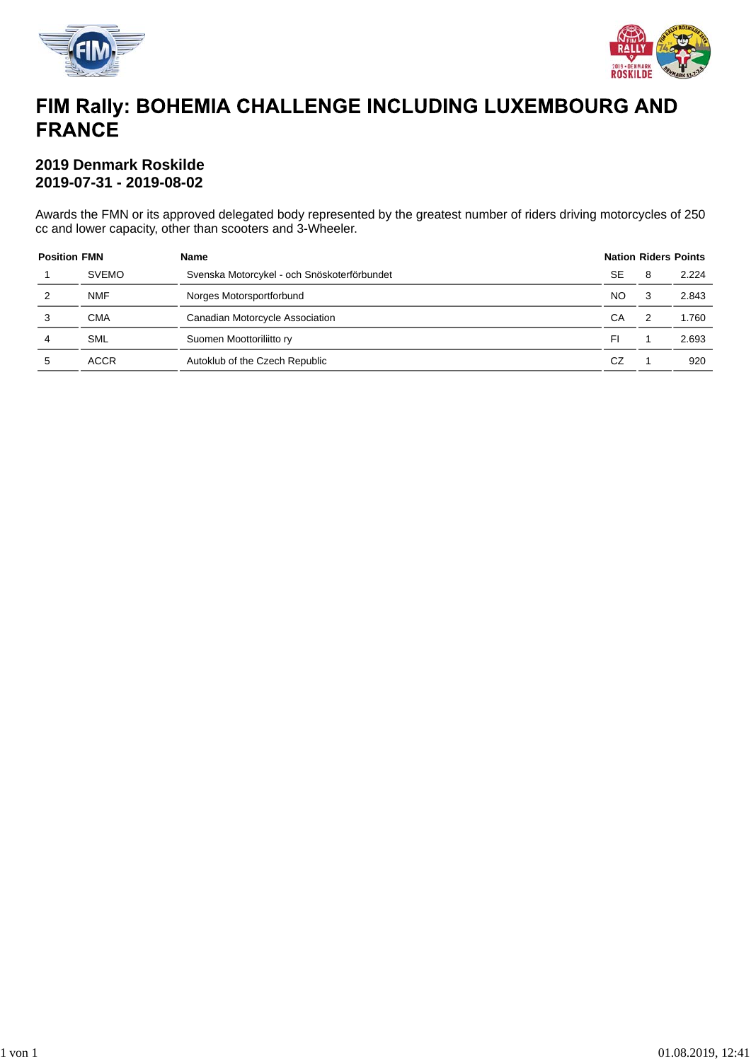# FIM Rally: BOHEMIA CHALLENGE INCLUDING LUXEMBOURG AND FRANCE

## 2019 Denmark Roskilde
## 2019-07-31 - 2019-08-02

Awards the FMN or its approved delegated body represented by the greatest number of riders driving motorcycles of 250 cc and lower capacity, other than scooters and 3-Wheeler.

| Position | FMN | Name | Nation | Riders | Points |
|---|---|---|---|---|---|
| 1 | SVEMO | Svenska Motorcykel - och Snöskoterförbundet | SE | 8 | 2.224 |
| 2 | NMF | Norges Motorsportforbund | NO | 3 | 2.843 |
| 3 | CMA | Canadian Motorcycle Association | CA | 2 | 1.760 |
| 4 | SML | Suomen Moottoriliitto ry | FI | 1 | 2.693 |
| 5 | ACCR | Autoklub of the Czech Republic | CZ | 1 | 920 |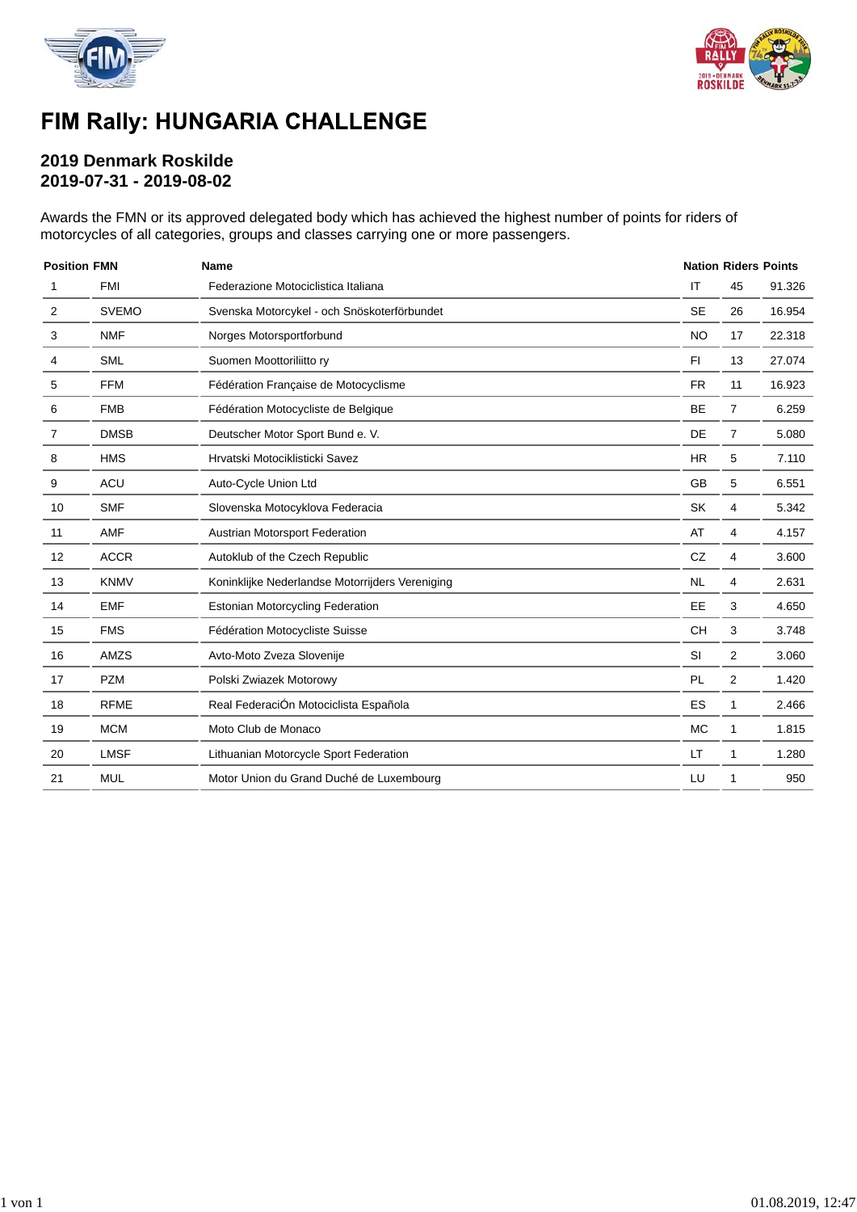# FIM Rally: HUNGARIA CHALLENGE

## 2019 Denmark Roskilde
## 2019-07-31 - 2019-08-02

Awards the FMN or its approved delegated body which has achieved the highest number of points for riders of motorcycles of all categories, groups and classes carrying one or more passengers.

| Position | FMN | Name | Nation | Riders | Points |
|---|---|---|---|---|---|
| 1 | FMI | Federazione Motociclistica Italiana | IT | 45 | 91.326 |
| 2 | SVEMO | Svenska Motorcykel - och Snöskoterförbundet | SE | 26 | 16.954 |
| 3 | NMF | Norges Motorsportforbund | NO | 17 | 22.318 |
| 4 | SML | Suomen Moottoriliitto ry | FI | 13 | 27.074 |
| 5 | FFM | Fédération Française de Motocyclisme | FR | 11 | 16.923 |
| 6 | FMB | Fédération Motocycliste de Belgique | BE | 7 | 6.259 |
| 7 | DMSB | Deutscher Motor Sport Bund e. V. | DE | 7 | 5.080 |
| 8 | HMS | Hrvatski Motociklisticki Savez | HR | 5 | 7.110 |
| 9 | ACU | Auto-Cycle Union Ltd | GB | 5 | 6.551 |
| 10 | SMF | Slovenska Motocyklova Federacia | SK | 4 | 5.342 |
| 11 | AMF | Austrian Motorsport Federation | AT | 4 | 4.157 |
| 12 | ACCR | Autoklub of the Czech Republic | CZ | 4 | 3.600 |
| 13 | KNMV | Koninklijke Nederlandse Motorrijders Vereniging | NL | 4 | 2.631 |
| 14 | EMF | Estonian Motorcycling Federation | EE | 3 | 4.650 |
| 15 | FMS | Fédération Motocycliste Suisse | CH | 3 | 3.748 |
| 16 | AMZS | Avto-Moto Zveza Slovenije | SI | 2 | 3.060 |
| 17 | PZM | Polski Zwiazek Motorowy | PL | 2 | 1.420 |
| 18 | RFME | Real FederaciÓn Motociclista Española | ES | 1 | 2.466 |
| 19 | MCM | Moto Club de Monaco | MC | 1 | 1.815 |
| 20 | LMSF | Lithuanian Motorcycle Sport Federation | LT | 1 | 1.280 |
| 21 | MUL | Motor Union du Grand Duché de Luxembourg | LU | 1 | 950 |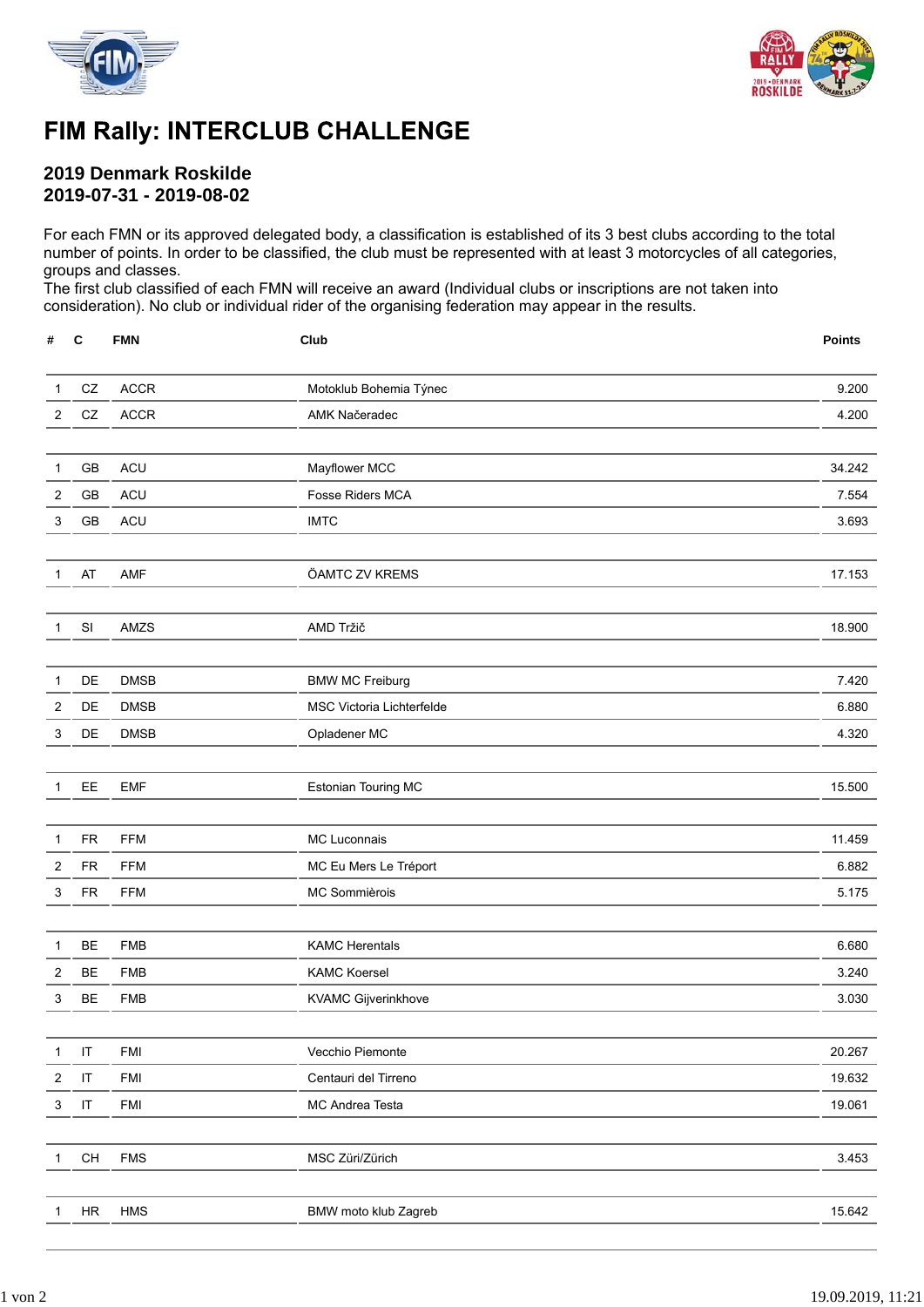# FIM Rally: INTERCLUB CHALLENGE

## 2019 Denmark Roskilde
## 2019-07-31 - 2019-08-02

For each FMN or its approved delegated body, a classification is established of its 3 best clubs according to the total number of points. In order to be classified, the club must be represented with at least 3 motorcycles of all categories, groups and classes.
The first club classified of each FMN will receive an award (Individual clubs or inscriptions are not taken into consideration). No club or individual rider of the organising federation may appear in the results.

| # | C | FMN | Club | Points |
|---|---|---|---|---|
| 1 | CZ | ACCR | Motoklub Bohemia Týnec | 9.200 |
| 2 | CZ | ACCR | AMK Načeradec | 4.200 |
| 1 | GB | ACU | Mayflower MCC | 34.242 |
| 2 | GB | ACU | Fosse Riders MCA | 7.554 |
| 3 | GB | ACU | IMTC | 3.693 |
| 1 | AT | AMF | ÖAMTC ZV KREMS | 17.153 |
| 1 | SI | AMZS | AMD Tržič | 18.900 |
| 1 | DE | DMSB | BMW MC Freiburg | 7.420 |
| 2 | DE | DMSB | MSC Victoria Lichterfelde | 6.880 |
| 3 | DE | DMSB | Opladener MC | 4.320 |
| 1 | EE | EMF | Estonian Touring MC | 15.500 |
| 1 | FR | FFM | MC Luconnais | 11.459 |
| 2 | FR | FFM | MC Eu Mers Le Tréport | 6.882 |
| 3 | FR | FFM | MC Sommièrois | 5.175 |
| 1 | BE | FMB | KAMC Herentals | 6.680 |
| 2 | BE | FMB | KAMC Koersel | 3.240 |
| 3 | BE | FMB | KVAMC Gijverinkhove | 3.030 |
| 1 | IT | FMI | Vecchio Piemonte | 20.267 |
| 2 | IT | FMI | Centauri del Tirreno | 19.632 |
| 3 | IT | FMI | MC Andrea Testa | 19.061 |
| 1 | CH | FMS | MSC Züri/Zürich | 3.453 |
| 1 | HR | HMS | BMW moto klub Zagreb | 15.642 |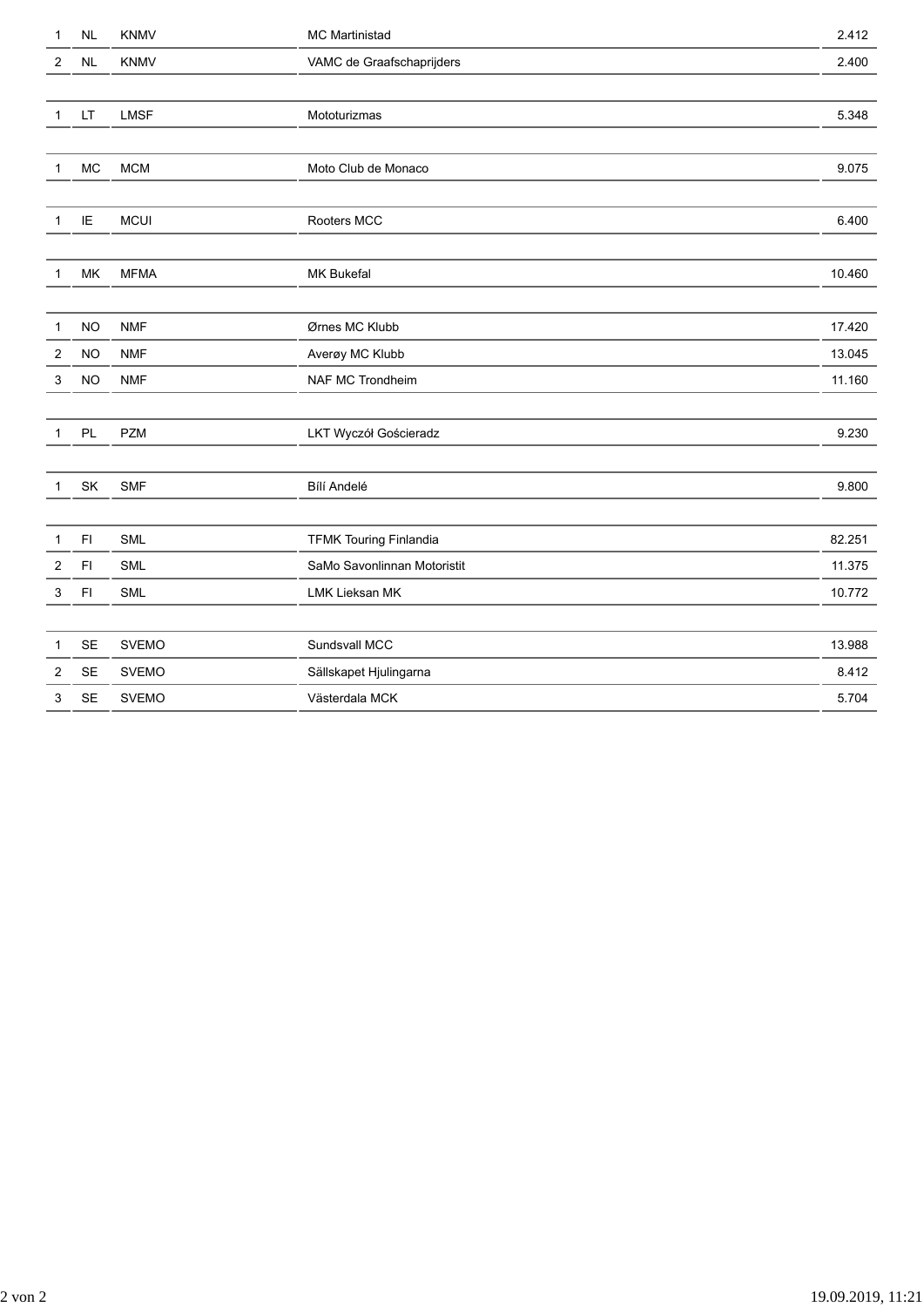| | | | | |
|---|---|---|---|---|
| 1 | NL | KNMV | MC Martinistad | 2.412 |
| 2 | NL | KNMV | VAMC de Graafschaprijders | 2.400 |
| | | | | |
| 1 | LT | LMSF | Mototurizmas | 5.348 |
| | | | | |
| 1 | MC | MCM | Moto Club de Monaco | 9.075 |
| | | | | |
| 1 | IE | MCUI | Rooters MCC | 6.400 |
| | | | | |
| 1 | MK | MFMA | MK Bukefal | 10.460 |
| | | | | |
| 1 | NO | NMF | Ørnes MC Klubb | 17.420 |
| 2 | NO | NMF | Averøy MC Klubb | 13.045 |
| 3 | NO | NMF | NAF MC Trondheim | 11.160 |
| | | | | |
| 1 | PL | PZM | LKT Wyczół Gościeradz | 9.230 |
| | | | | |
| 1 | SK | SMF | Bílí Andelé | 9.800 |
| | | | | |
| 1 | FI | SML | TFMK Touring Finlandia | 82.251 |
| 2 | FI | SML | SaMo Savonlinnan Motoristit | 11.375 |
| 3 | FI | SML | LMK Lieksan MK | 10.772 |
| | | | | |
| 1 | SE | SVEMO | Sundsvall MCC | 13.988 |
| 2 | SE | SVEMO | Sällskapet Hjulingarna | 8.412 |
| 3 | SE | SVEMO | Västerdala MCK | 5.704 |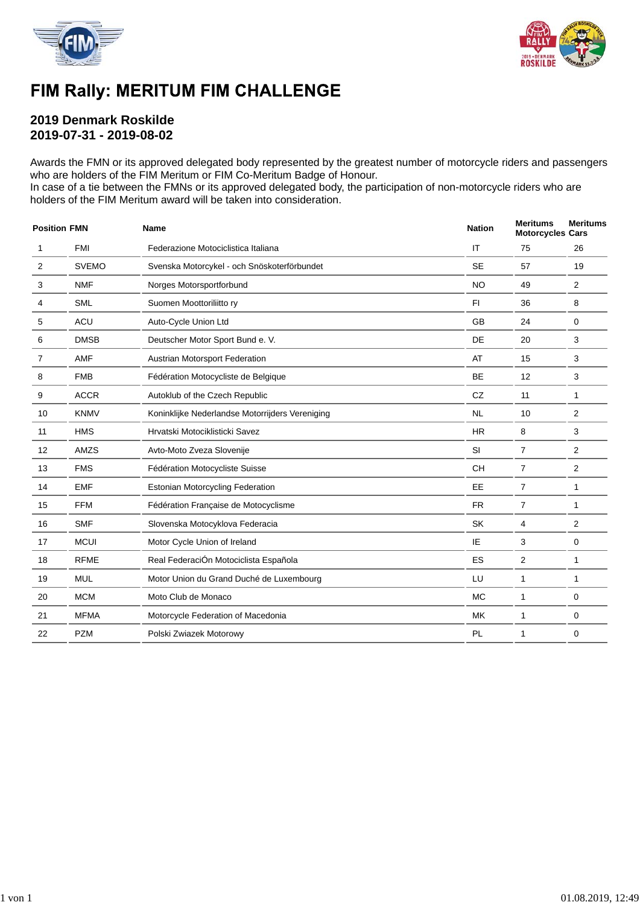# FIM Rally: MERITUM FIM CHALLENGE

## 2019 Denmark Roskilde
## 2019-07-31 - 2019-08-02

Awards the FMN or its approved delegated body represented by the greatest number of motorcycle riders and passengers who are holders of the FIM Meritum or FIM Co-Meritum Badge of Honour.
In case of a tie between the FMNs or its approved delegated body, the participation of non-motorcycle riders who are holders of the FIM Meritum award will be taken into consideration.

| Position | FMN | Name | Nation | Meritums Motorcycles | Meritums Cars |
|---|---|---|---|---|---|
| 1 | FMI | Federazione Motociclistica Italiana | IT | 75 | 26 |
| 2 | SVEMO | Svenska Motorcykel - och Snöskoterförbundet | SE | 57 | 19 |
| 3 | NMF | Norges Motorsportforbund | NO | 49 | 2 |
| 4 | SML | Suomen Moottoriliitto ry | FI | 36 | 8 |
| 5 | ACU | Auto-Cycle Union Ltd | GB | 24 | 0 |
| 6 | DMSB | Deutscher Motor Sport Bund e. V. | DE | 20 | 3 |
| 7 | AMF | Austrian Motorsport Federation | AT | 15 | 3 |
| 8 | FMB | Fédération Motocycliste de Belgique | BE | 12 | 3 |
| 9 | ACCR | Autoklub of the Czech Republic | CZ | 11 | 1 |
| 10 | KNMV | Koninklijke Nederlandse Motorrijders Vereniging | NL | 10 | 2 |
| 11 | HMS | Hrvatski Motociklisticki Savez | HR | 8 | 3 |
| 12 | AMZS | Avto-Moto Zveza Slovenije | SI | 7 | 2 |
| 13 | FMS | Fédération Motocycliste Suisse | CH | 7 | 2 |
| 14 | EMF | Estonian Motorcycling Federation | EE | 7 | 1 |
| 15 | FFM | Fédération Française de Motocyclisme | FR | 7 | 1 |
| 16 | SMF | Slovenska Motocyklova Federacia | SK | 4 | 2 |
| 17 | MCUI | Motor Cycle Union of Ireland | IE | 3 | 0 |
| 18 | RFME | Real FederaciÓn Motociclista Española | ES | 2 | 1 |
| 19 | MUL | Motor Union du Grand Duché de Luxembourg | LU | 1 | 1 |
| 20 | MCM | Moto Club de Monaco | MC | 1 | 0 |
| 21 | MFMA | Motorcycle Federation of Macedonia | MK | 1 | 0 |
| 22 | PZM | Polski Zwiazek Motorowy | PL | 1 | 0 |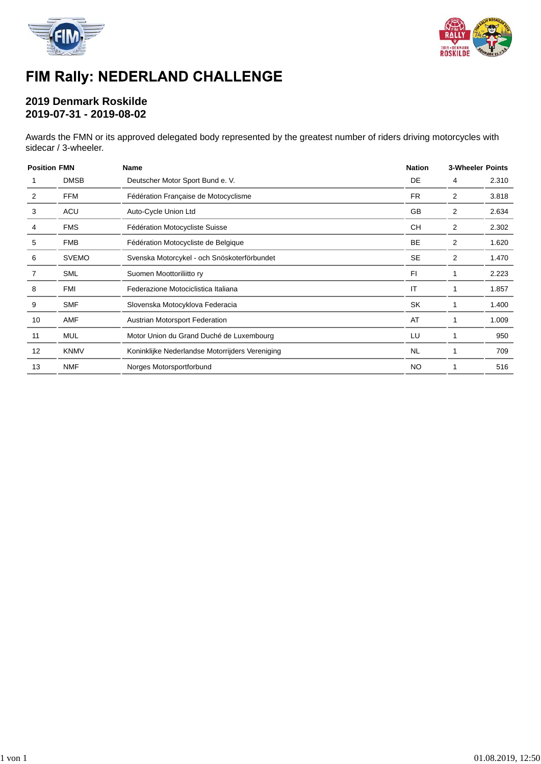# FIM Rally: NEDERLAND CHALLENGE

## 2019 Denmark Roskilde
## 2019-07-31 - 2019-08-02

Awards the FMN or its approved delegated body represented by the greatest number of riders driving motorcycles with sidecar / 3-wheeler.

| Position | FMN | Name | Nation | 3-Wheeler | Points |
|---|---|---|---|---|---|
| 1 | DMSB | Deutscher Motor Sport Bund e. V. | DE | 4 | 2.310 |
| 2 | FFM | Fédération Française de Motocyclisme | FR | 2 | 3.818 |
| 3 | ACU | Auto-Cycle Union Ltd | GB | 2 | 2.634 |
| 4 | FMS | Fédération Motocycliste Suisse | CH | 2 | 2.302 |
| 5 | FMB | Fédération Motocycliste de Belgique | BE | 2 | 1.620 |
| 6 | SVEMO | Svenska Motorcykel - och Snöskoterförbundet | SE | 2 | 1.470 |
| 7 | SML | Suomen Moottoriliitto ry | FI | 1 | 2.223 |
| 8 | FMI | Federazione Motociclistica Italiana | IT | 1 | 1.857 |
| 9 | SMF | Slovenska Motocyklova Federacia | SK | 1 | 1.400 |
| 10 | AMF | Austrian Motorsport Federation | AT | 1 | 1.009 |
| 11 | MUL | Motor Union du Grand Duché de Luxembourg | LU | 1 | 950 |
| 12 | KNMV | Koninklijke Nederlandse Motorrijders Vereniging | NL | 1 | 709 |
| 13 | NMF | Norges Motorsportforbund | NO | 1 | 516 |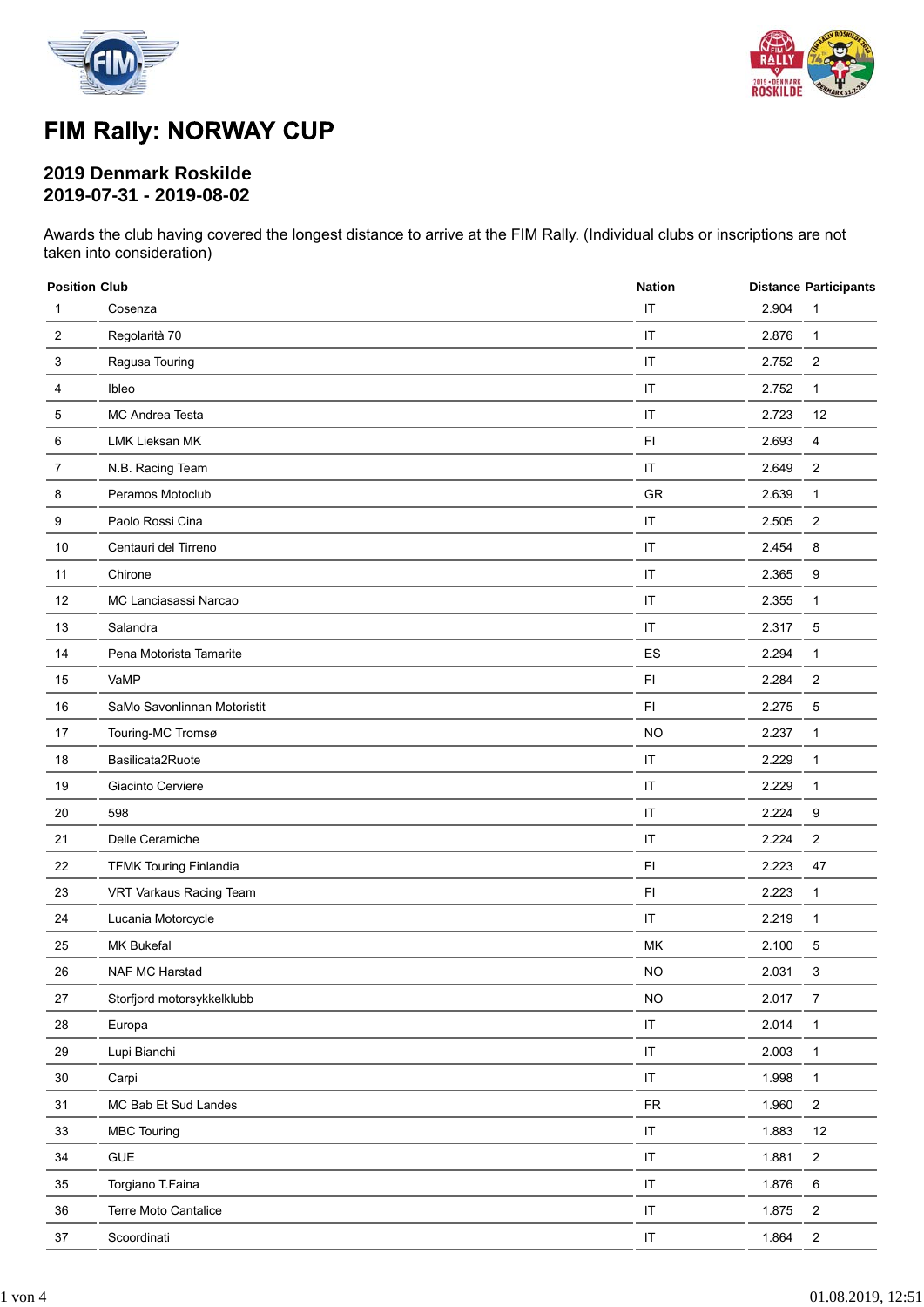# FIM Rally: NORWAY CUP

## 2019 Denmark Roskilde
## 2019-07-31 - 2019-08-02

Awards the club having covered the longest distance to arrive at the FIM Rally. (Individual clubs or inscriptions are not taken into consideration)

| Position | Club | Nation | Distance | Participants |
|---|---|---|---|---|
| 1 | Cosenza | IT | 2.904 | 1 |
| 2 | Regolarità 70 | IT | 2.876 | 1 |
| 3 | Ragusa Touring | IT | 2.752 | 2 |
| 4 | Ibleo | IT | 2.752 | 1 |
| 5 | MC Andrea Testa | IT | 2.723 | 12 |
| 6 | LMK Lieksan MK | FI | 2.693 | 4 |
| 7 | N.B. Racing Team | IT | 2.649 | 2 |
| 8 | Peramos Motoclub | GR | 2.639 | 1 |
| 9 | Paolo Rossi Cina | IT | 2.505 | 2 |
| 10 | Centauri del Tirreno | IT | 2.454 | 8 |
| 11 | Chirone | IT | 2.365 | 9 |
| 12 | MC Lanciasassi Narcao | IT | 2.355 | 1 |
| 13 | Salandra | IT | 2.317 | 5 |
| 14 | Pena Motorista Tamarite | ES | 2.294 | 1 |
| 15 | VaMP | FI | 2.284 | 2 |
| 16 | SaMo Savonlinnan Motoristit | FI | 2.275 | 5 |
| 17 | Touring-MC Tromsø | NO | 2.237 | 1 |
| 18 | Basilicata2Ruote | IT | 2.229 | 1 |
| 19 | Giacinto Cerviere | IT | 2.229 | 1 |
| 20 | 598 | IT | 2.224 | 9 |
| 21 | Delle Ceramiche | IT | 2.224 | 2 |
| 22 | TFMK Touring Finlandia | FI | 2.223 | 47 |
| 23 | VRT Varkaus Racing Team | FI | 2.223 | 1 |
| 24 | Lucania Motorcycle | IT | 2.219 | 1 |
| 25 | MK Bukefal | MK | 2.100 | 5 |
| 26 | NAF MC Harstad | NO | 2.031 | 3 |
| 27 | Storfjord motorsykkelklubb | NO | 2.017 | 7 |
| 28 | Europa | IT | 2.014 | 1 |
| 29 | Lupi Bianchi | IT | 2.003 | 1 |
| 30 | Carpi | IT | 1.998 | 1 |
| 31 | MC Bab Et Sud Landes | FR | 1.960 | 2 |
| 33 | MBC Touring | IT | 1.883 | 12 |
| 34 | GUE | IT | 1.881 | 2 |
| 35 | Torgiano T.Faina | IT | 1.876 | 6 |
| 36 | Terre Moto Cantalice | IT | 1.875 | 2 |
| 37 | Scoordinati | IT | 1.864 | 2 |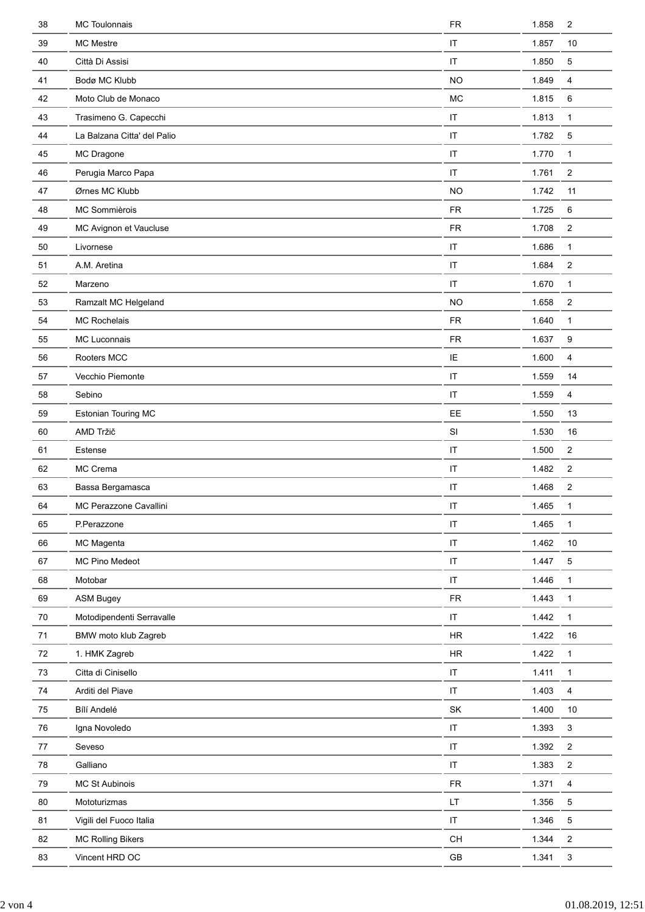| | | | | |
|---|---|---|---|---|
| 38 | MC Toulonnais | FR | 1.858 | 2 |
| 39 | MC Mestre | IT | 1.857 | 10 |
| 40 | Città Di Assisi | IT | 1.850 | 5 |
| 41 | Bodø MC Klubb | NO | 1.849 | 4 |
| 42 | Moto Club de Monaco | MC | 1.815 | 6 |
| 43 | Trasimeno G. Capecchi | IT | 1.813 | 1 |
| 44 | La Balzana Citta' del Palio | IT | 1.782 | 5 |
| 45 | MC Dragone | IT | 1.770 | 1 |
| 46 | Perugia Marco Papa | IT | 1.761 | 2 |
| 47 | Ørnes MC Klubb | NO | 1.742 | 11 |
| 48 | MC Sommièrois | FR | 1.725 | 6 |
| 49 | MC Avignon et Vaucluse | FR | 1.708 | 2 |
| 50 | Livornese | IT | 1.686 | 1 |
| 51 | A.M. Aretina | IT | 1.684 | 2 |
| 52 | Marzeno | IT | 1.670 | 1 |
| 53 | Ramzalt MC Helgeland | NO | 1.658 | 2 |
| 54 | MC Rochelais | FR | 1.640 | 1 |
| 55 | MC Luconnais | FR | 1.637 | 9 |
| 56 | Rooters MCC | IE | 1.600 | 4 |
| 57 | Vecchio Piemonte | IT | 1.559 | 14 |
| 58 | Sebino | IT | 1.559 | 4 |
| 59 | Estonian Touring MC | EE | 1.550 | 13 |
| 60 | AMD Tržič | SI | 1.530 | 16 |
| 61 | Estense | IT | 1.500 | 2 |
| 62 | MC Crema | IT | 1.482 | 2 |
| 63 | Bassa Bergamasca | IT | 1.468 | 2 |
| 64 | MC Perazzone Cavallini | IT | 1.465 | 1 |
| 65 | P.Perazzone | IT | 1.465 | 1 |
| 66 | MC Magenta | IT | 1.462 | 10 |
| 67 | MC Pino Medeot | IT | 1.447 | 5 |
| 68 | Motobar | IT | 1.446 | 1 |
| 69 | ASM Bugey | FR | 1.443 | 1 |
| 70 | Motodipendenti Serravalle | IT | 1.442 | 1 |
| 71 | BMW moto klub Zagreb | HR | 1.422 | 16 |
| 72 | 1. HMK Zagreb | HR | 1.422 | 1 |
| 73 | Citta di Cinisello | IT | 1.411 | 1 |
| 74 | Arditi del Piave | IT | 1.403 | 4 |
| 75 | Bílí Andelé | SK | 1.400 | 10 |
| 76 | Igna Novoledo | IT | 1.393 | 3 |
| 77 | Seveso | IT | 1.392 | 2 |
| 78 | Galliano | IT | 1.383 | 2 |
| 79 | MC St Aubinois | FR | 1.371 | 4 |
| 80 | Mototurizmas | LT | 1.356 | 5 |
| 81 | Vigili del Fuoco Italia | IT | 1.346 | 5 |
| 82 | MC Rolling Bikers | CH | 1.344 | 2 |
| 83 | Vincent HRD OC | GB | 1.341 | 3 |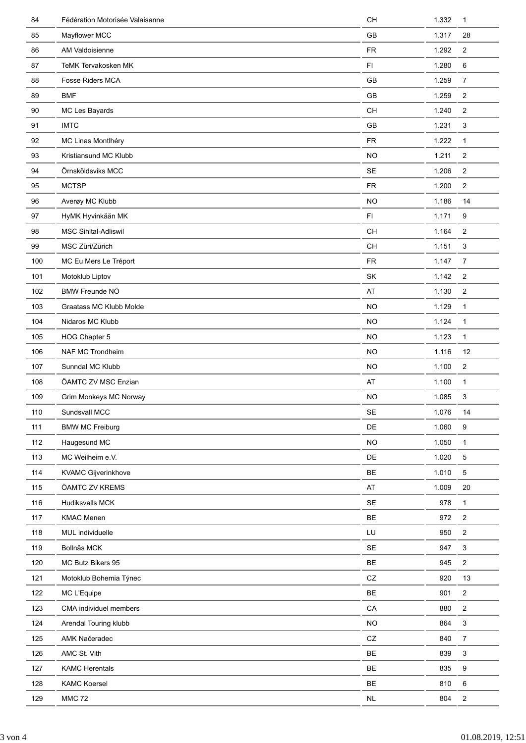| | | | | |
|---|---|---|---|---|
| 84 | Fédération Motorisée Valaisanne | CH | 1.332 | 1 |
| 85 | Mayflower MCC | GB | 1.317 | 28 |
| 86 | AM Valdoisienne | FR | 1.292 | 2 |
| 87 | TeMK Tervakosken MK | FI | 1.280 | 6 |
| 88 | Fosse Riders MCA | GB | 1.259 | 7 |
| 89 | BMF | GB | 1.259 | 2 |
| 90 | MC Les Bayards | CH | 1.240 | 2 |
| 91 | IMTC | GB | 1.231 | 3 |
| 92 | MC Linas Montlhéry | FR | 1.222 | 1 |
| 93 | Kristiansund MC Klubb | NO | 1.211 | 2 |
| 94 | Örnsköldsviks MCC | SE | 1.206 | 2 |
| 95 | MCTSP | FR | 1.200 | 2 |
| 96 | Averøy MC Klubb | NO | 1.186 | 14 |
| 97 | HyMK Hyvinkään MK | FI | 1.171 | 9 |
| 98 | MSC Sihltal-Adliswil | CH | 1.164 | 2 |
| 99 | MSC Züri/Zürich | CH | 1.151 | 3 |
| 100 | MC Eu Mers Le Tréport | FR | 1.147 | 7 |
| 101 | Motoklub Liptov | SK | 1.142 | 2 |
| 102 | BMW Freunde NÖ | AT | 1.130 | 2 |
| 103 | Graatass MC Klubb Molde | NO | 1.129 | 1 |
| 104 | Nidaros MC Klubb | NO | 1.124 | 1 |
| 105 | HOG Chapter 5 | NO | 1.123 | 1 |
| 106 | NAF MC Trondheim | NO | 1.116 | 12 |
| 107 | Sunndal MC Klubb | NO | 1.100 | 2 |
| 108 | ÖAMTC ZV MSC Enzian | AT | 1.100 | 1 |
| 109 | Grim Monkeys MC Norway | NO | 1.085 | 3 |
| 110 | Sundsvall MCC | SE | 1.076 | 14 |
| 111 | BMW MC Freiburg | DE | 1.060 | 9 |
| 112 | Haugesund MC | NO | 1.050 | 1 |
| 113 | MC Weilheim e.V. | DE | 1.020 | 5 |
| 114 | KVAMC Gijverinkhove | BE | 1.010 | 5 |
| 115 | ÖAMTC ZV KREMS | AT | 1.009 | 20 |
| 116 | Hudiksvalls MCK | SE | 978 | 1 |
| 117 | KMAC Menen | BE | 972 | 2 |
| 118 | MUL individuelle | LU | 950 | 2 |
| 119 | Bollnäs MCK | SE | 947 | 3 |
| 120 | MC Butz Bikers 95 | BE | 945 | 2 |
| 121 | Motoklub Bohemia Týnec | CZ | 920 | 13 |
| 122 | MC L'Equipe | BE | 901 | 2 |
| 123 | CMA individuel members | CA | 880 | 2 |
| 124 | Arendal Touring klubb | NO | 864 | 3 |
| 125 | AMK Načeradec | CZ | 840 | 7 |
| 126 | AMC St. Vith | BE | 839 | 3 |
| 127 | KAMC Herentals | BE | 835 | 9 |
| 128 | KAMC Koersel | BE | 810 | 6 |
| 129 | MMC 72 | NL | 804 | 2 |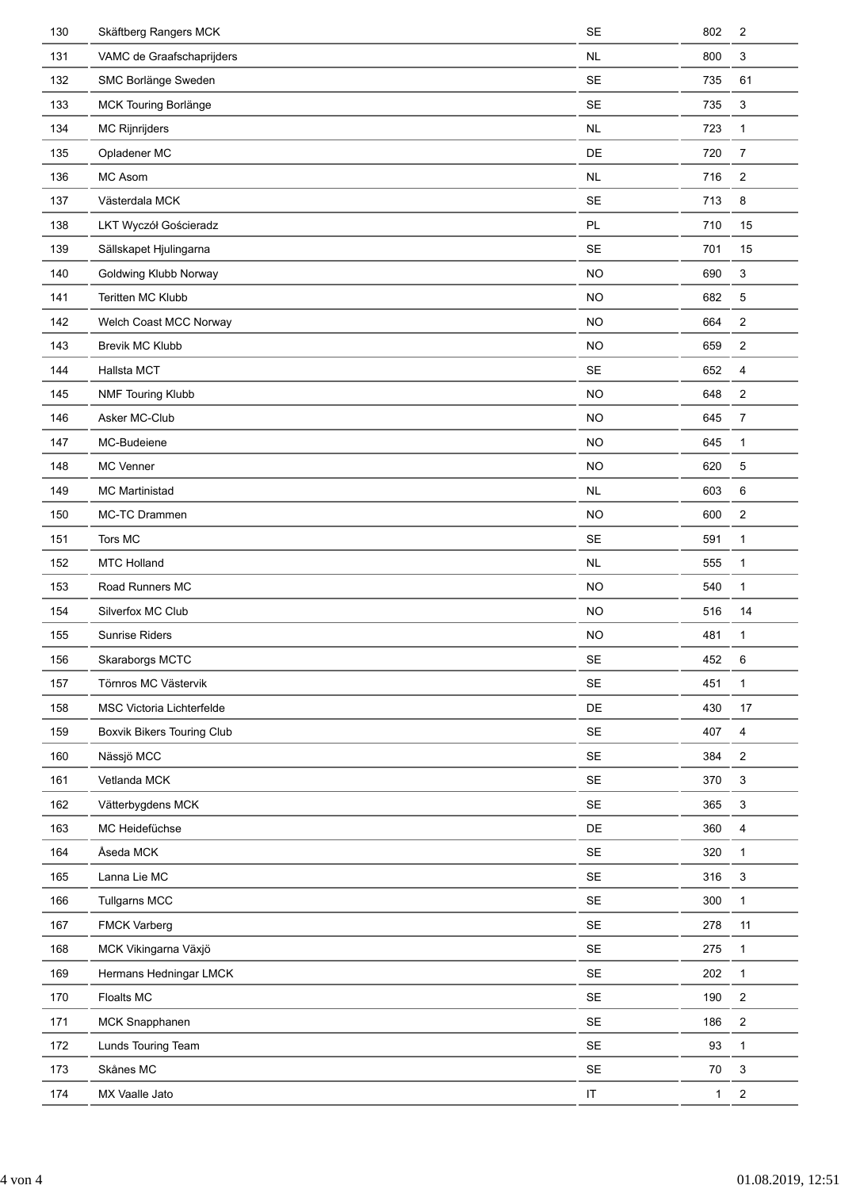| 130 | Skäftberg Rangers MCK | SE | 802 | 2 |
|---|---|---|---|---|
| 131 | VAMC de Graafschaprijders | NL | 800 | 3 |
| 132 | SMC Borlänge Sweden | SE | 735 | 61 |
| 133 | MCK Touring Borlänge | SE | 735 | 3 |
| 134 | MC Rijnrijders | NL | 723 | 1 |
| 135 | Opladener MC | DE | 720 | 7 |
| 136 | MC Asom | NL | 716 | 2 |
| 137 | Västerdala MCK | SE | 713 | 8 |
| 138 | LKT Wyczół Gościeradz | PL | 710 | 15 |
| 139 | Sällskapet Hjulingarna | SE | 701 | 15 |
| 140 | Goldwing Klubb Norway | NO | 690 | 3 |
| 141 | Teritten MC Klubb | NO | 682 | 5 |
| 142 | Welch Coast MCC Norway | NO | 664 | 2 |
| 143 | Brevik MC Klubb | NO | 659 | 2 |
| 144 | Hallsta MCT | SE | 652 | 4 |
| 145 | NMF Touring Klubb | NO | 648 | 2 |
| 146 | Asker MC-Club | NO | 645 | 7 |
| 147 | MC-Budeiene | NO | 645 | 1 |
| 148 | MC Venner | NO | 620 | 5 |
| 149 | MC Martinistad | NL | 603 | 6 |
| 150 | MC-TC Drammen | NO | 600 | 2 |
| 151 | Tors MC | SE | 591 | 1 |
| 152 | MTC Holland | NL | 555 | 1 |
| 153 | Road Runners MC | NO | 540 | 1 |
| 154 | Silverfox MC Club | NO | 516 | 14 |
| 155 | Sunrise Riders | NO | 481 | 1 |
| 156 | Skaraborgs MCTC | SE | 452 | 6 |
| 157 | Törnros MC Västervik | SE | 451 | 1 |
| 158 | MSC Victoria Lichterfelde | DE | 430 | 17 |
| 159 | Boxvik Bikers Touring Club | SE | 407 | 4 |
| 160 | Nässjö MCC | SE | 384 | 2 |
| 161 | Vetlanda MCK | SE | 370 | 3 |
| 162 | Vätterbygdens MCK | SE | 365 | 3 |
| 163 | MC Heidefüchse | DE | 360 | 4 |
| 164 | Åseda MCK | SE | 320 | 1 |
| 165 | Lanna Lie MC | SE | 316 | 3 |
| 166 | Tullgarns MCC | SE | 300 | 1 |
| 167 | FMCK Varberg | SE | 278 | 11 |
| 168 | MCK Vikingarna Växjö | SE | 275 | 1 |
| 169 | Hermans Hedningar LMCK | SE | 202 | 1 |
| 170 | Floalts MC | SE | 190 | 2 |
| 171 | MCK Snapphanen | SE | 186 | 2 |
| 172 | Lunds Touring Team | SE | 93 | 1 |
| 173 | Skånes MC | SE | 70 | 3 |
| 174 | MX Vaalle Jato | IT | 1 | 2 |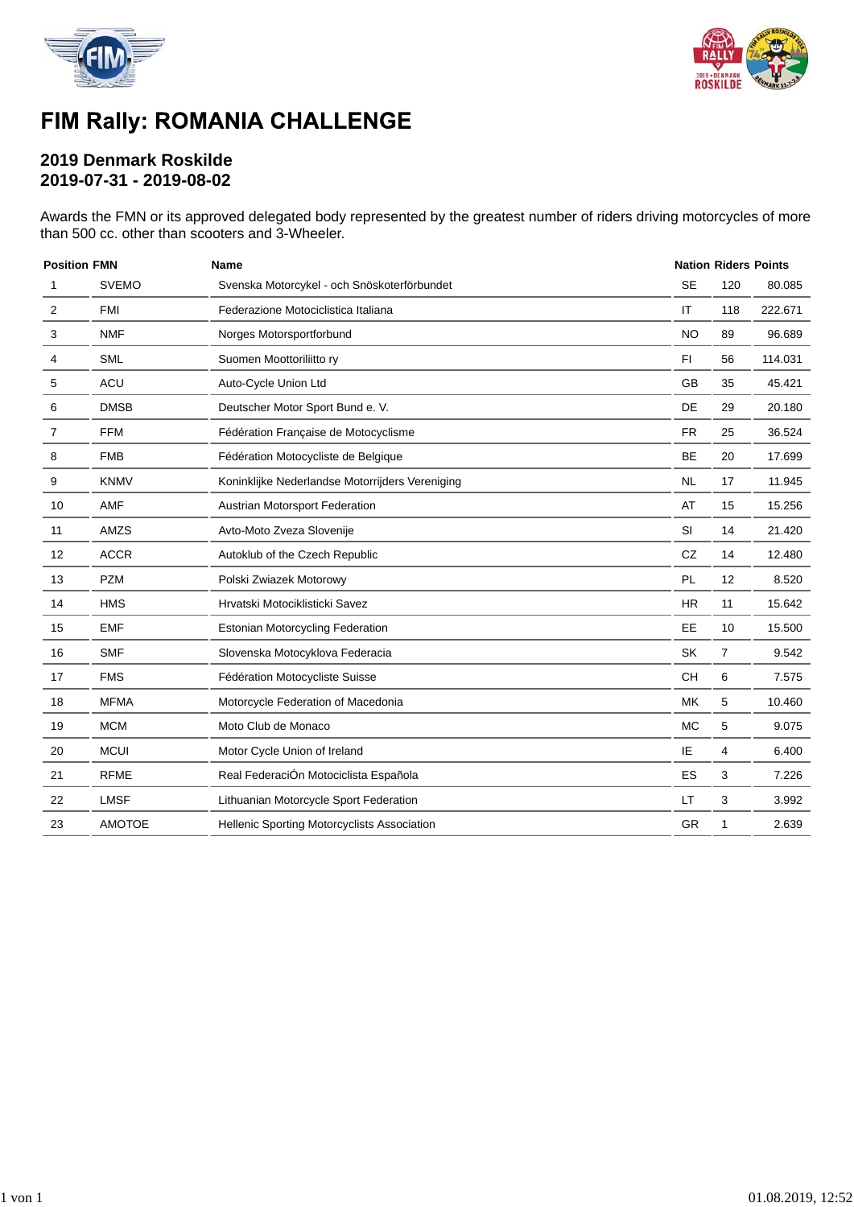# FIM Rally: ROMANIA CHALLENGE

## 2019 Denmark Roskilde
## 2019-07-31 - 2019-08-02

Awards the FMN or its approved delegated body represented by the greatest number of riders driving motorcycles of more than 500 cc. other than scooters and 3-Wheeler.

| Position | FMN | Name | Nation | Riders | Points |
|---|---|---|---|---|---|
| 1 | SVEMO | Svenska Motorcykel - och Snöskoterförbundet | SE | 120 | 80.085 |
| 2 | FMI | Federazione Motociclistica Italiana | IT | 118 | 222.671 |
| 3 | NMF | Norges Motorsportforbund | NO | 89 | 96.689 |
| 4 | SML | Suomen Moottoriliitto ry | FI | 56 | 114.031 |
| 5 | ACU | Auto-Cycle Union Ltd | GB | 35 | 45.421 |
| 6 | DMSB | Deutscher Motor Sport Bund e. V. | DE | 29 | 20.180 |
| 7 | FFM | Fédération Française de Motocyclisme | FR | 25 | 36.524 |
| 8 | FMB | Fédération Motocycliste de Belgique | BE | 20 | 17.699 |
| 9 | KNMV | Koninklijke Nederlandse Motorrijders Vereniging | NL | 17 | 11.945 |
| 10 | AMF | Austrian Motorsport Federation | AT | 15 | 15.256 |
| 11 | AMZS | Avto-Moto Zveza Slovenije | SI | 14 | 21.420 |
| 12 | ACCR | Autoklub of the Czech Republic | CZ | 14 | 12.480 |
| 13 | PZM | Polski Zwiazek Motorowy | PL | 12 | 8.520 |
| 14 | HMS | Hrvatski Motociklisticki Savez | HR | 11 | 15.642 |
| 15 | EMF | Estonian Motorcycling Federation | EE | 10 | 15.500 |
| 16 | SMF | Slovenska Motocyklova Federacia | SK | 7 | 9.542 |
| 17 | FMS | Fédération Motocycliste Suisse | CH | 6 | 7.575 |
| 18 | MFMA | Motorcycle Federation of Macedonia | MK | 5 | 10.460 |
| 19 | MCM | Moto Club de Monaco | MC | 5 | 9.075 |
| 20 | MCUI | Motor Cycle Union of Ireland | IE | 4 | 6.400 |
| 21 | RFME | Real FederaciÓn Motociclista Española | ES | 3 | 7.226 |
| 22 | LMSF | Lithuanian Motorcycle Sport Federation | LT | 3 | 3.992 |
| 23 | AMOTOE | Hellenic Sporting Motorcyclists Association | GR | 1 | 2.639 |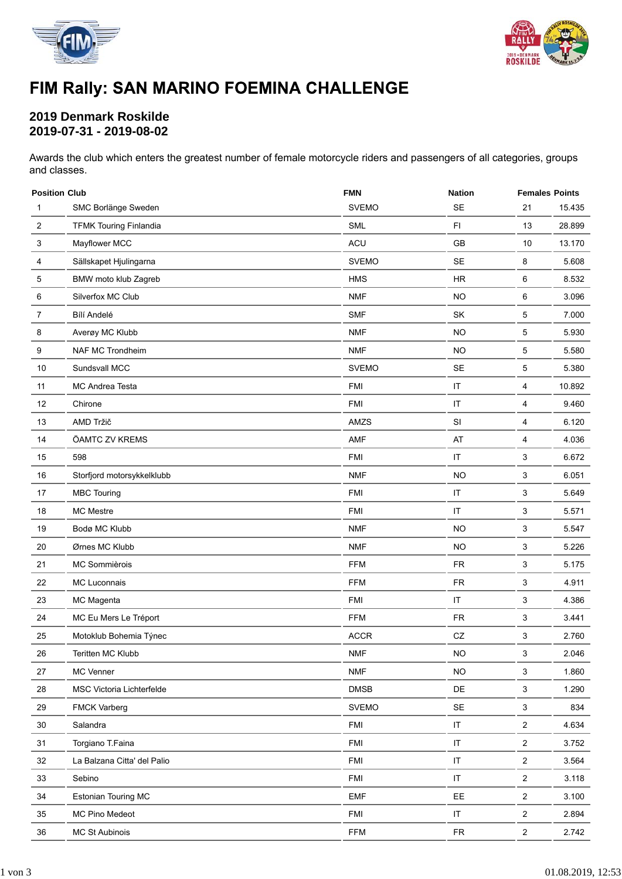# FIM Rally: SAN MARINO FOEMINA CHALLENGE

## 2019 Denmark Roskilde
## 2019-07-31 - 2019-08-02

Awards the club which enters the greatest number of female motorcycle riders and passengers of all categories, groups and classes.

| Position | Club | FMN | Nation | Females | Points |
|---|---|---|---|---|---|
| 1 | SMC Borlänge Sweden | SVEMO | SE | 21 | 15.435 |
| 2 | TFMK Touring Finlandia | SML | FI | 13 | 28.899 |
| 3 | Mayflower MCC | ACU | GB | 10 | 13.170 |
| 4 | Sällskapet Hjulingarna | SVEMO | SE | 8 | 5.608 |
| 5 | BMW moto klub Zagreb | HMS | HR | 6 | 8.532 |
| 6 | Silverfox MC Club | NMF | NO | 6 | 3.096 |
| 7 | Bílí Andelé | SMF | SK | 5 | 7.000 |
| 8 | Averøy MC Klubb | NMF | NO | 5 | 5.930 |
| 9 | NAF MC Trondheim | NMF | NO | 5 | 5.580 |
| 10 | Sundsvall MCC | SVEMO | SE | 5 | 5.380 |
| 11 | MC Andrea Testa | FMI | IT | 4 | 10.892 |
| 12 | Chirone | FMI | IT | 4 | 9.460 |
| 13 | AMD Tržič | AMZS | SI | 4 | 6.120 |
| 14 | ÖAMTC ZV KREMS | AMF | AT | 4 | 4.036 |
| 15 | 598 | FMI | IT | 3 | 6.672 |
| 16 | Storfjord motorsykkelklubb | NMF | NO | 3 | 6.051 |
| 17 | MBC Touring | FMI | IT | 3 | 5.649 |
| 18 | MC Mestre | FMI | IT | 3 | 5.571 |
| 19 | Bodø MC Klubb | NMF | NO | 3 | 5.547 |
| 20 | Ørnes MC Klubb | NMF | NO | 3 | 5.226 |
| 21 | MC Sommièrois | FFM | FR | 3 | 5.175 |
| 22 | MC Luconnais | FFM | FR | 3 | 4.911 |
| 23 | MC Magenta | FMI | IT | 3 | 4.386 |
| 24 | MC Eu Mers Le Tréport | FFM | FR | 3 | 3.441 |
| 25 | Motoklub Bohemia Týnec | ACCR | CZ | 3 | 2.760 |
| 26 | Teritten MC Klubb | NMF | NO | 3 | 2.046 |
| 27 | MC Venner | NMF | NO | 3 | 1.860 |
| 28 | MSC Victoria Lichterfelde | DMSB | DE | 3 | 1.290 |
| 29 | FMCK Varberg | SVEMO | SE | 3 | 834 |
| 30 | Salandra | FMI | IT | 2 | 4.634 |
| 31 | Torgiano T.Faina | FMI | IT | 2 | 3.752 |
| 32 | La Balzana Citta' del Palio | FMI | IT | 2 | 3.564 |
| 33 | Sebino | FMI | IT | 2 | 3.118 |
| 34 | Estonian Touring MC | EMF | EE | 2 | 3.100 |
| 35 | MC Pino Medeot | FMI | IT | 2 | 2.894 |
| 36 | MC St Aubinois | FFM | FR | 2 | 2.742 |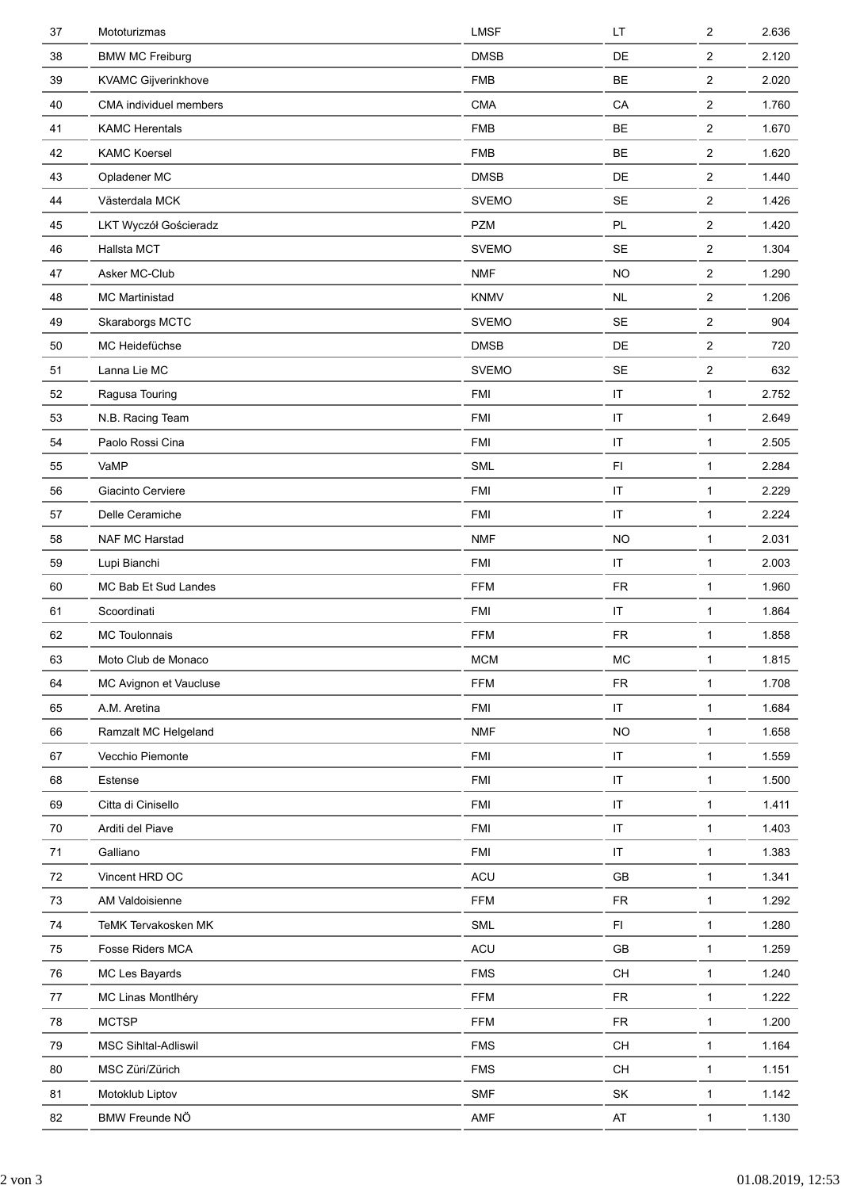| | | | | | |
|---|---|---|---|---|---|
| 37 | Mototurizmas | LMSF | LT | 2 | 2.636 |
| 38 | BMW MC Freiburg | DMSB | DE | 2 | 2.120 |
| 39 | KVAMC Gijverinkhove | FMB | BE | 2 | 2.020 |
| 40 | CMA individuel members | CMA | CA | 2 | 1.760 |
| 41 | KAMC Herentals | FMB | BE | 2 | 1.670 |
| 42 | KAMC Koersel | FMB | BE | 2 | 1.620 |
| 43 | Opladener MC | DMSB | DE | 2 | 1.440 |
| 44 | Västerdala MCK | SVEMO | SE | 2 | 1.426 |
| 45 | LKT Wyczół Gościeradz | PZM | PL | 2 | 1.420 |
| 46 | Hallsta MCT | SVEMO | SE | 2 | 1.304 |
| 47 | Asker MC-Club | NMF | NO | 2 | 1.290 |
| 48 | MC Martinistad | KNMV | NL | 2 | 1.206 |
| 49 | Skaraborgs MCTC | SVEMO | SE | 2 | 904 |
| 50 | MC Heidefüchse | DMSB | DE | 2 | 720 |
| 51 | Lanna Lie MC | SVEMO | SE | 2 | 632 |
| 52 | Ragusa Touring | FMI | IT | 1 | 2.752 |
| 53 | N.B. Racing Team | FMI | IT | 1 | 2.649 |
| 54 | Paolo Rossi Cina | FMI | IT | 1 | 2.505 |
| 55 | VaMP | SML | FI | 1 | 2.284 |
| 56 | Giacinto Cerviere | FMI | IT | 1 | 2.229 |
| 57 | Delle Ceramiche | FMI | IT | 1 | 2.224 |
| 58 | NAF MC Harstad | NMF | NO | 1 | 2.031 |
| 59 | Lupi Bianchi | FMI | IT | 1 | 2.003 |
| 60 | MC Bab Et Sud Landes | FFM | FR | 1 | 1.960 |
| 61 | Scoordinati | FMI | IT | 1 | 1.864 |
| 62 | MC Toulonnais | FFM | FR | 1 | 1.858 |
| 63 | Moto Club de Monaco | MCM | MC | 1 | 1.815 |
| 64 | MC Avignon et Vaucluse | FFM | FR | 1 | 1.708 |
| 65 | A.M. Aretina | FMI | IT | 1 | 1.684 |
| 66 | Ramzalt MC Helgeland | NMF | NO | 1 | 1.658 |
| 67 | Vecchio Piemonte | FMI | IT | 1 | 1.559 |
| 68 | Estense | FMI | IT | 1 | 1.500 |
| 69 | Citta di Cinisello | FMI | IT | 1 | 1.411 |
| 70 | Arditi del Piave | FMI | IT | 1 | 1.403 |
| 71 | Galliano | FMI | IT | 1 | 1.383 |
| 72 | Vincent HRD OC | ACU | GB | 1 | 1.341 |
| 73 | AM Valdoisienne | FFM | FR | 1 | 1.292 |
| 74 | TeMK Tervakosken MK | SML | FI | 1 | 1.280 |
| 75 | Fosse Riders MCA | ACU | GB | 1 | 1.259 |
| 76 | MC Les Bayards | FMS | CH | 1 | 1.240 |
| 77 | MC Linas Montlhéry | FFM | FR | 1 | 1.222 |
| 78 | MCTSP | FFM | FR | 1 | 1.200 |
| 79 | MSC Sihltal-Adliswil | FMS | CH | 1 | 1.164 |
| 80 | MSC Züri/Zürich | FMS | CH | 1 | 1.151 |
| 81 | Motoklub Liptov | SMF | SK | 1 | 1.142 |
| 82 | BMW Freunde NÖ | AMF | AT | 1 | 1.130 |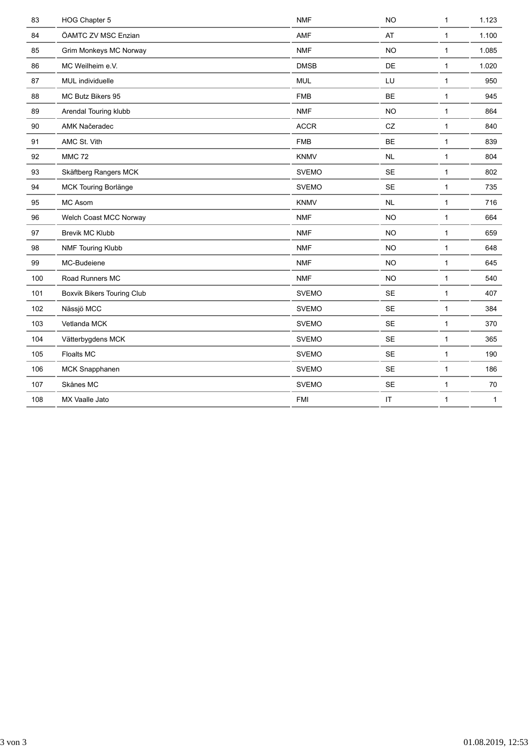| | | | | | |
|---|---|---|---|---|---|
| 83 | HOG Chapter 5 | NMF | NO | 1 | 1.123 |
| 84 | ÖAMTC ZV MSC Enzian | AMF | AT | 1 | 1.100 |
| 85 | Grim Monkeys MC Norway | NMF | NO | 1 | 1.085 |
| 86 | MC Weilheim e.V. | DMSB | DE | 1 | 1.020 |
| 87 | MUL individuelle | MUL | LU | 1 | 950 |
| 88 | MC Butz Bikers 95 | FMB | BE | 1 | 945 |
| 89 | Arendal Touring klubb | NMF | NO | 1 | 864 |
| 90 | AMK Načeradec | ACCR | CZ | 1 | 840 |
| 91 | AMC St. Vith | FMB | BE | 1 | 839 |
| 92 | MMC 72 | KNMV | NL | 1 | 804 |
| 93 | Skäftberg Rangers MCK | SVEMO | SE | 1 | 802 |
| 94 | MCK Touring Borlänge | SVEMO | SE | 1 | 735 |
| 95 | MC Asom | KNMV | NL | 1 | 716 |
| 96 | Welch Coast MCC Norway | NMF | NO | 1 | 664 |
| 97 | Brevik MC Klubb | NMF | NO | 1 | 659 |
| 98 | NMF Touring Klubb | NMF | NO | 1 | 648 |
| 99 | MC-Budeiene | NMF | NO | 1 | 645 |
| 100 | Road Runners MC | NMF | NO | 1 | 540 |
| 101 | Boxvik Bikers Touring Club | SVEMO | SE | 1 | 407 |
| 102 | Nässjö MCC | SVEMO | SE | 1 | 384 |
| 103 | Vetlanda MCK | SVEMO | SE | 1 | 370 |
| 104 | Vätterbygdens MCK | SVEMO | SE | 1 | 365 |
| 105 | Floalts MC | SVEMO | SE | 1 | 190 |
| 106 | MCK Snapphanen | SVEMO | SE | 1 | 186 |
| 107 | Skånes MC | SVEMO | SE | 1 | 70 |
| 108 | MX Vaalle Jato | FMI | IT | 1 | 1 |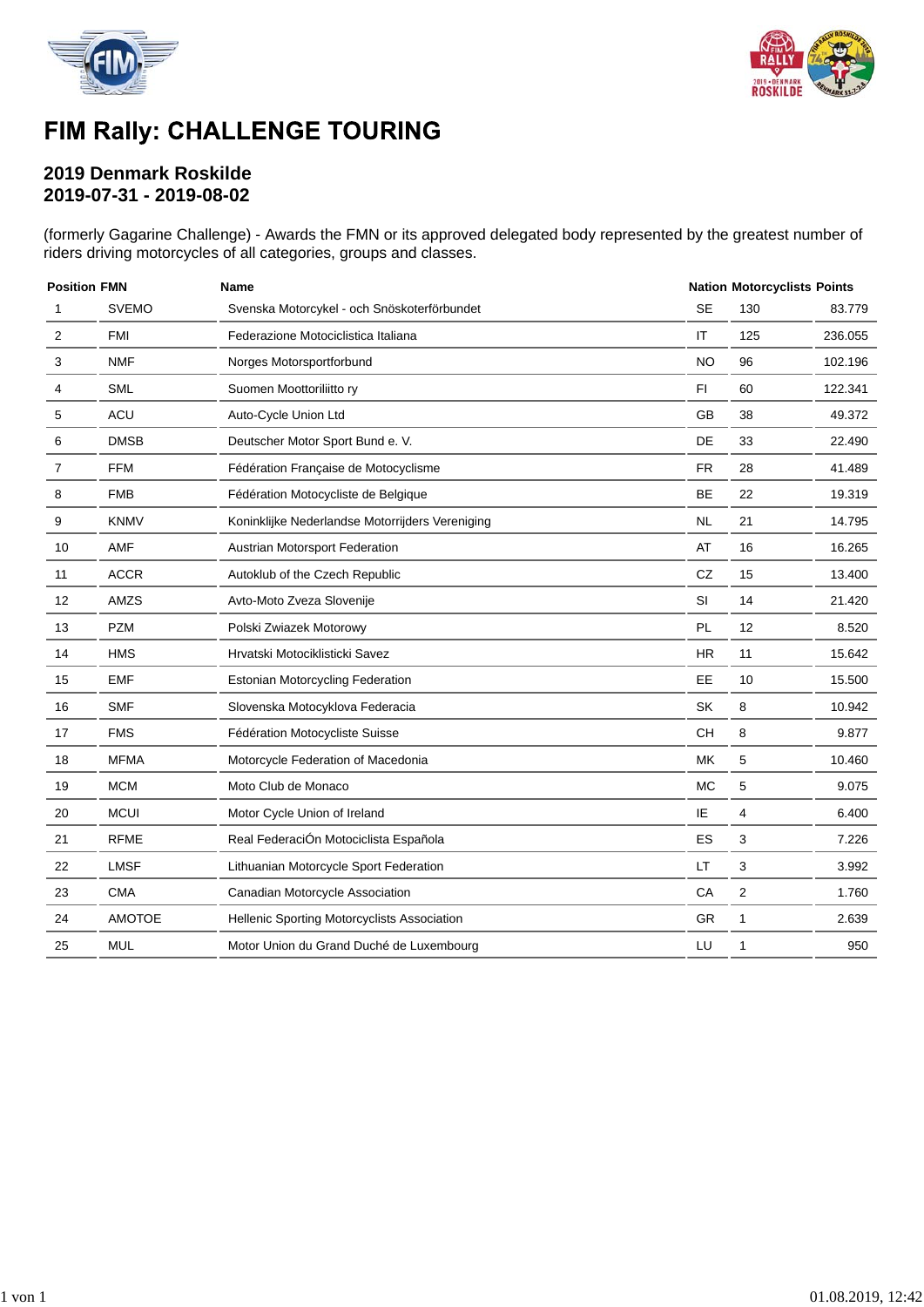# FIM Rally: CHALLENGE TOURING

## 2019 Denmark Roskilde
## 2019-07-31 - 2019-08-02

(formerly Gagarine Challenge) - Awards the FMN or its approved delegated body represented by the greatest number of riders driving motorcycles of all categories, groups and classes.

| Position | FMN | Name | Nation | Motorcyclists | Points |
|---|---|---|---|---|---|
| 1 | SVEMO | Svenska Motorcykel - och Snöskoterförbundet | SE | 130 | 83.779 |
| 2 | FMI | Federazione Motociclistica Italiana | IT | 125 | 236.055 |
| 3 | NMF | Norges Motorsportforbund | NO | 96 | 102.196 |
| 4 | SML | Suomen Moottoriliitto ry | FI | 60 | 122.341 |
| 5 | ACU | Auto-Cycle Union Ltd | GB | 38 | 49.372 |
| 6 | DMSB | Deutscher Motor Sport Bund e. V. | DE | 33 | 22.490 |
| 7 | FFM | Fédération Française de Motocyclisme | FR | 28 | 41.489 |
| 8 | FMB | Fédération Motocycliste de Belgique | BE | 22 | 19.319 |
| 9 | KNMV | Koninklijke Nederlandse Motorrijders Vereniging | NL | 21 | 14.795 |
| 10 | AMF | Austrian Motorsport Federation | AT | 16 | 16.265 |
| 11 | ACCR | Autoklub of the Czech Republic | CZ | 15 | 13.400 |
| 12 | AMZS | Avto-Moto Zveza Slovenije | SI | 14 | 21.420 |
| 13 | PZM | Polski Zwiazek Motorowy | PL | 12 | 8.520 |
| 14 | HMS | Hrvatski Motociklisticki Savez | HR | 11 | 15.642 |
| 15 | EMF | Estonian Motorcycling Federation | EE | 10 | 15.500 |
| 16 | SMF | Slovenska Motocyklova Federacia | SK | 8 | 10.942 |
| 17 | FMS | Fédération Motocycliste Suisse | CH | 8 | 9.877 |
| 18 | MFMA | Motorcycle Federation of Macedonia | MK | 5 | 10.460 |
| 19 | MCM | Moto Club de Monaco | MC | 5 | 9.075 |
| 20 | MCUI | Motor Cycle Union of Ireland | IE | 4 | 6.400 |
| 21 | RFME | Real FederaciÓn Motociclista Española | ES | 3 | 7.226 |
| 22 | LMSF | Lithuanian Motorcycle Sport Federation | LT | 3 | 3.992 |
| 23 | CMA | Canadian Motorcycle Association | CA | 2 | 1.760 |
| 24 | AMOTOE | Hellenic Sporting Motorcyclists Association | GR | 1 | 2.639 |
| 25 | MUL | Motor Union du Grand Duché de Luxembourg | LU | 1 | 950 |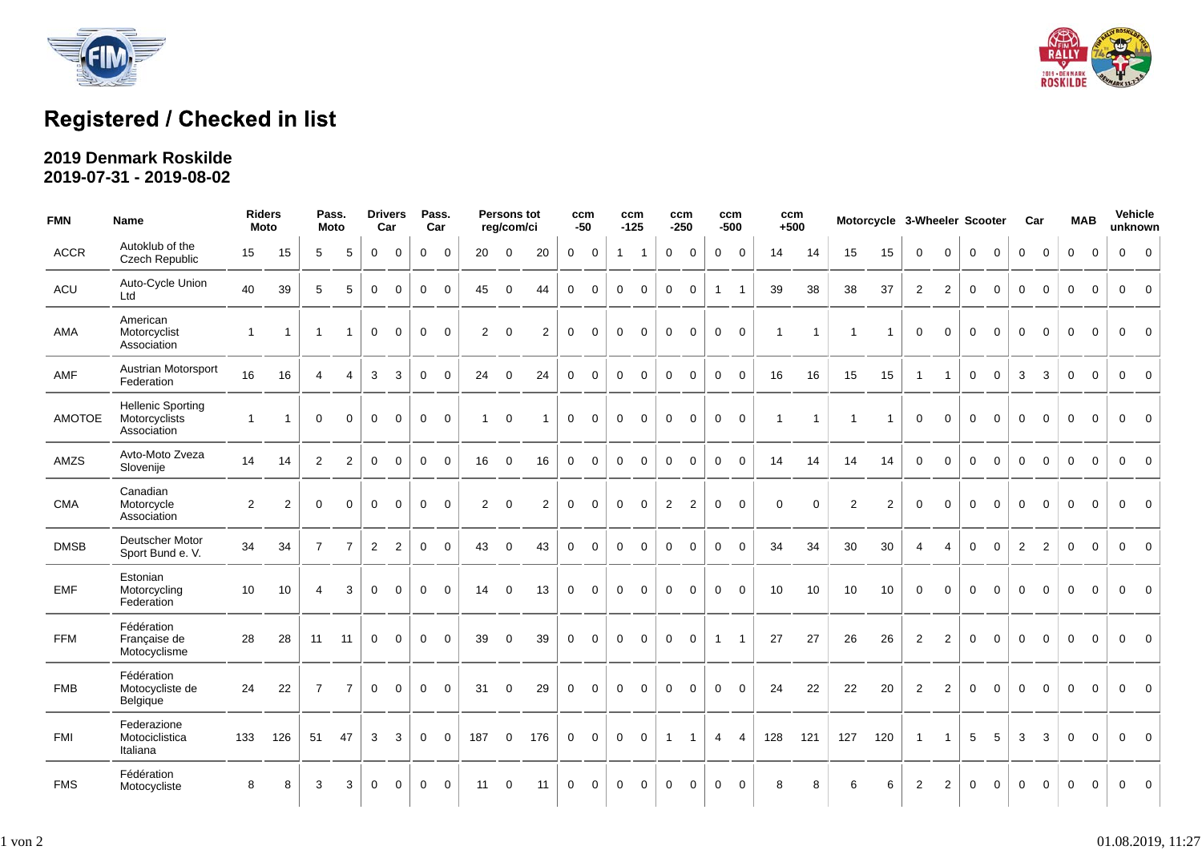# Registered / Checked in list

## 2019 Denmark Roskilde
## 2019-07-31 - 2019-08-02

| FMN | Name | Riders Moto | | Pass. Moto | | Drivers Car | | Pass. Car | | Persons tot reg/com/ci | | | ccm -50 | | ccm -125 | | ccm -250 | | ccm -500 | | ccm +500 | | Motorcycle | | 3-Wheeler | | Scooter | | Car | | MAB | | Vehicle unknown | |
|---|---|---|---|---|---|---|---|---|---|---|---|---|---|---|---|---|---|---|---|---|---|---|---|---|---|---|---|---|---|---|---|---|---|---|
| ACCR | Autoklub of the Czech Republic | 15 | 15 | 5 | 5 | 0 | 0 | 0 | 0 | 20 | 0 | 20 | 0 | 0 | 1 | 1 | 0 | 0 | 0 | 0 | 14 | 14 | 15 | 15 | 0 | 0 | 0 | 0 | 0 | 0 | 0 | 0 | 0 | 0 |
| ACU | Auto-Cycle Union Ltd | 40 | 39 | 5 | 5 | 0 | 0 | 0 | 0 | 45 | 0 | 44 | 0 | 0 | 0 | 0 | 0 | 0 | 1 | 1 | 39 | 38 | 38 | 37 | 2 | 2 | 0 | 0 | 0 | 0 | 0 | 0 | 0 | 0 |
| AMA | American Motorcyclist Association | 1 | 1 | 1 | 1 | 0 | 0 | 0 | 0 | 2 | 0 | 2 | 0 | 0 | 0 | 0 | 0 | 0 | 0 | 0 | 1 | 1 | 1 | 1 | 0 | 0 | 0 | 0 | 0 | 0 | 0 | 0 | 0 | 0 |
| AMF | Austrian Motorsport Federation | 16 | 16 | 4 | 4 | 3 | 3 | 0 | 0 | 24 | 0 | 24 | 0 | 0 | 0 | 0 | 0 | 0 | 0 | 0 | 16 | 16 | 15 | 15 | 1 | 1 | 0 | 0 | 3 | 3 | 0 | 0 | 0 | 0 |
| AMOTOE | Hellenic Sporting Motorcyclists Association | 1 | 1 | 0 | 0 | 0 | 0 | 0 | 0 | 1 | 0 | 1 | 0 | 0 | 0 | 0 | 0 | 0 | 0 | 0 | 1 | 1 | 1 | 1 | 0 | 0 | 0 | 0 | 0 | 0 | 0 | 0 | 0 | 0 |
| AMZS | Avto-Moto Zveza Slovenije | 14 | 14 | 2 | 2 | 0 | 0 | 0 | 0 | 16 | 0 | 16 | 0 | 0 | 0 | 0 | 0 | 0 | 0 | 0 | 14 | 14 | 14 | 14 | 0 | 0 | 0 | 0 | 0 | 0 | 0 | 0 | 0 | 0 |
| CMA | Canadian Motorcycle Association | 2 | 2 | 0 | 0 | 0 | 0 | 0 | 0 | 2 | 0 | 2 | 0 | 0 | 0 | 0 | 2 | 2 | 0 | 0 | 0 | 0 | 2 | 2 | 0 | 0 | 0 | 0 | 0 | 0 | 0 | 0 | 0 | 0 |
| DMSB | Deutscher Motor Sport Bund e. V. | 34 | 34 | 7 | 7 | 2 | 2 | 0 | 0 | 43 | 0 | 43 | 0 | 0 | 0 | 0 | 0 | 0 | 0 | 0 | 34 | 34 | 30 | 30 | 4 | 4 | 0 | 0 | 2 | 2 | 0 | 0 | 0 | 0 |
| EMF | Estonian Motorcycling Federation | 10 | 10 | 4 | 3 | 0 | 0 | 0 | 0 | 14 | 0 | 13 | 0 | 0 | 0 | 0 | 0 | 0 | 0 | 0 | 10 | 10 | 10 | 10 | 0 | 0 | 0 | 0 | 0 | 0 | 0 | 0 | 0 | 0 |
| FFM | Fédération Française de Motocyclisme | 28 | 28 | 11 | 11 | 0 | 0 | 0 | 0 | 39 | 0 | 39 | 0 | 0 | 0 | 0 | 0 | 0 | 1 | 1 | 27 | 27 | 26 | 26 | 2 | 2 | 0 | 0 | 0 | 0 | 0 | 0 | 0 | 0 |
| FMB | Fédération Motocycliste de Belgique | 24 | 22 | 7 | 7 | 0 | 0 | 0 | 0 | 31 | 0 | 29 | 0 | 0 | 0 | 0 | 0 | 0 | 0 | 0 | 24 | 22 | 22 | 20 | 2 | 2 | 0 | 0 | 0 | 0 | 0 | 0 | 0 | 0 |
| FMI | Federazione Motociclistica Italiana | 133 | 126 | 51 | 47 | 3 | 3 | 0 | 0 | 187 | 0 | 176 | 0 | 0 | 0 | 0 | 1 | 1 | 4 | 4 | 128 | 121 | 127 | 120 | 1 | 1 | 5 | 5 | 3 | 3 | 0 | 0 | 0 | 0 |
| FMS | Fédération Motocycliste | 8 | 8 | 3 | 3 | 0 | 0 | 0 | 0 | 11 | 0 | 11 | 0 | 0 | 0 | 0 | 0 | 0 | 0 | 0 | 8 | 8 | 6 | 6 | 2 | 2 | 0 | 0 | 0 | 0 | 0 | 0 | 0 | 0 |

01.08.2019, 11:27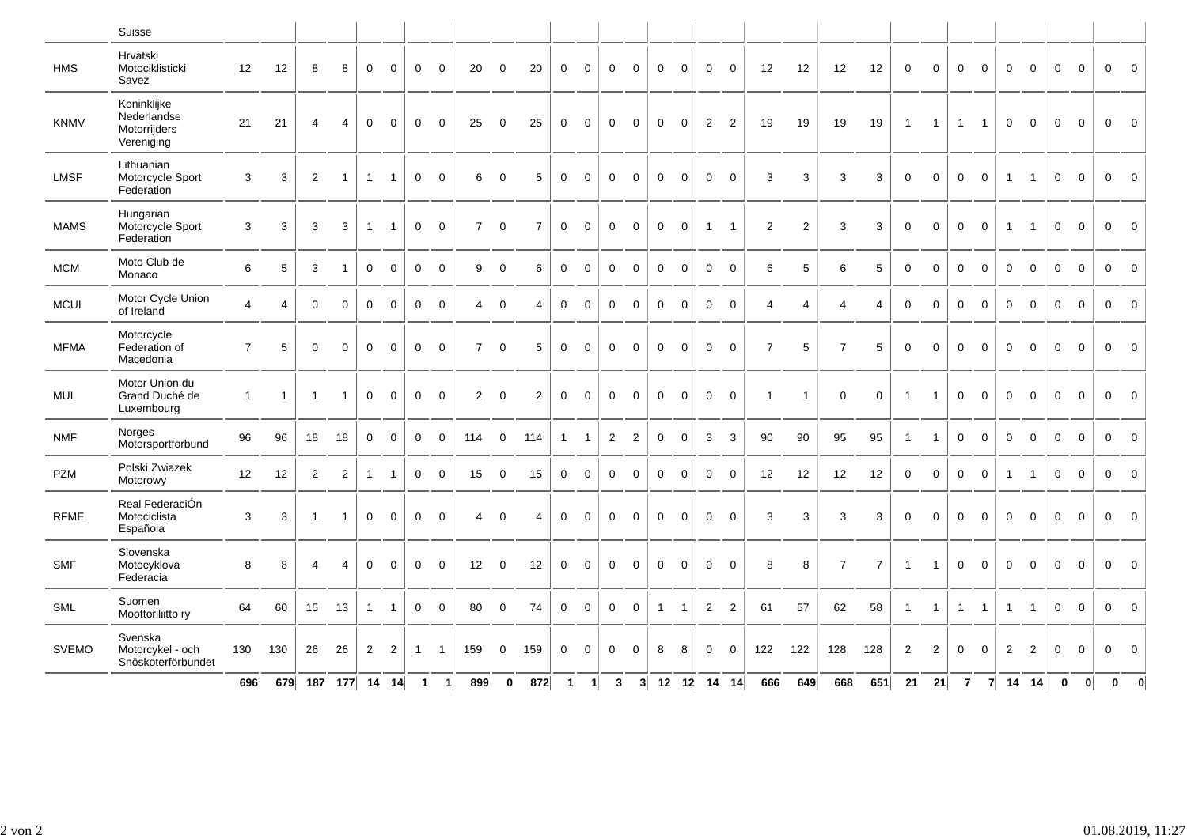| | | | | | | | | | | | | | | | | | | | | | | | | | | | | | | | | | | | | | | | |
|---|---|---|---|---|---|---|---|---|---|---|---|---|---|---|---|---|---|---|---|---|---|---|---|---|---|---|---|---|---|---|---|---|---|---|---|---|---|---|---|
| | Suisse | | | | | | | | | | | | | | | | | | | | | | | | | | | | | | | | | | | | | | |
| HMS | Hrvatski Motociklisticki Savez | 12 | 12 | 8 | 8 | 0 | 0 | 0 | 0 | 20 | 0 | 20 | 0 | 0 | 0 | 0 | 0 | 0 | 0 | 0 | 12 | 12 | 12 | 12 | 0 | 0 | 0 | 0 | 0 | 0 | 0 | 0 | 0 | 0 |
| KNMV | Koninklijke Nederlandse Motorrijders Vereniging | 21 | 21 | 4 | 4 | 0 | 0 | 0 | 0 | 25 | 0 | 25 | 0 | 0 | 0 | 0 | 0 | 0 | 2 | 2 | 19 | 19 | 19 | 19 | 1 | 1 | 1 | 1 | 0 | 0 | 0 | 0 | 0 | 0 |
| LMSF | Lithuanian Motorcycle Sport Federation | 3 | 3 | 2 | 1 | 1 | 1 | 0 | 0 | 6 | 0 | 5 | 0 | 0 | 0 | 0 | 0 | 0 | 0 | 0 | 3 | 3 | 3 | 3 | 0 | 0 | 0 | 0 | 1 | 1 | 0 | 0 | 0 | 0 |
| MAMS | Hungarian Motorcycle Sport Federation | 3 | 3 | 3 | 3 | 1 | 1 | 0 | 0 | 7 | 0 | 7 | 0 | 0 | 0 | 0 | 0 | 0 | 1 | 1 | 2 | 2 | 3 | 3 | 0 | 0 | 0 | 0 | 1 | 1 | 0 | 0 | 0 | 0 |
| MCM | Moto Club de Monaco | 6 | 5 | 3 | 1 | 0 | 0 | 0 | 0 | 9 | 0 | 6 | 0 | 0 | 0 | 0 | 0 | 0 | 0 | 0 | 6 | 5 | 6 | 5 | 0 | 0 | 0 | 0 | 0 | 0 | 0 | 0 | 0 | 0 |
| MCUI | Motor Cycle Union of Ireland | 4 | 4 | 0 | 0 | 0 | 0 | 0 | 0 | 4 | 0 | 4 | 0 | 0 | 0 | 0 | 0 | 0 | 0 | 0 | 4 | 4 | 4 | 4 | 0 | 0 | 0 | 0 | 0 | 0 | 0 | 0 | 0 | 0 |
| MFMA | Motorcycle Federation of Macedonia | 7 | 5 | 0 | 0 | 0 | 0 | 0 | 0 | 7 | 0 | 5 | 0 | 0 | 0 | 0 | 0 | 0 | 0 | 0 | 7 | 5 | 7 | 5 | 0 | 0 | 0 | 0 | 0 | 0 | 0 | 0 | 0 | 0 |
| MUL | Motor Union du Grand Duché de Luxembourg | 1 | 1 | 1 | 1 | 0 | 0 | 0 | 0 | 2 | 0 | 2 | 0 | 0 | 0 | 0 | 0 | 0 | 0 | 0 | 1 | 1 | 0 | 0 | 1 | 1 | 0 | 0 | 0 | 0 | 0 | 0 | 0 | 0 |
| NMF | Norges Motorsportforbund | 96 | 96 | 18 | 18 | 0 | 0 | 0 | 0 | 114 | 0 | 114 | 1 | 1 | 2 | 2 | 0 | 0 | 3 | 3 | 90 | 90 | 95 | 95 | 1 | 1 | 0 | 0 | 0 | 0 | 0 | 0 | 0 | 0 |
| PZM | Polski Zwiazek Motorowy | 12 | 12 | 2 | 2 | 1 | 1 | 0 | 0 | 15 | 0 | 15 | 0 | 0 | 0 | 0 | 0 | 0 | 0 | 0 | 12 | 12 | 12 | 12 | 0 | 0 | 0 | 0 | 1 | 1 | 0 | 0 | 0 | 0 |
| RFME | Real FederaciÓn Motociclista Española | 3 | 3 | 1 | 1 | 0 | 0 | 0 | 0 | 4 | 0 | 4 | 0 | 0 | 0 | 0 | 0 | 0 | 0 | 0 | 3 | 3 | 3 | 3 | 0 | 0 | 0 | 0 | 0 | 0 | 0 | 0 | 0 | 0 |
| SMF | Slovenska Motocyklova Federacia | 8 | 8 | 4 | 4 | 0 | 0 | 0 | 0 | 12 | 0 | 12 | 0 | 0 | 0 | 0 | 0 | 0 | 0 | 0 | 8 | 8 | 7 | 7 | 1 | 1 | 0 | 0 | 0 | 0 | 0 | 0 | 0 | 0 |
| SML | Suomen Moottoriliitto ry | 64 | 60 | 15 | 13 | 1 | 1 | 0 | 0 | 80 | 0 | 74 | 0 | 0 | 0 | 0 | 1 | 1 | 2 | 2 | 61 | 57 | 62 | 58 | 1 | 1 | 1 | 1 | 1 | 1 | 0 | 0 | 0 | 0 |
| SVEMO | Svenska Motorcykel - och Snöskoterförbundet | 130 | 130 | 26 | 26 | 2 | 2 | 1 | 1 | 159 | 0 | 159 | 0 | 0 | 0 | 0 | 8 | 8 | 0 | 0 | 122 | 122 | 128 | 128 | 2 | 2 | 0 | 0 | 2 | 2 | 0 | 0 | 0 | 0 |
| | | **696** | **679** | **187** | **177** | **14** | **14** | **1** | **1** | **899** | **0** | **872** | **1** | **1** | **3** | **3** | **12** | **12** | **14** | **14** | **666** | **649** | **668** | **651** | **21** | **21** | **7** | **7** | **14** | **14** | **0** | **0** | **0** | **0** |